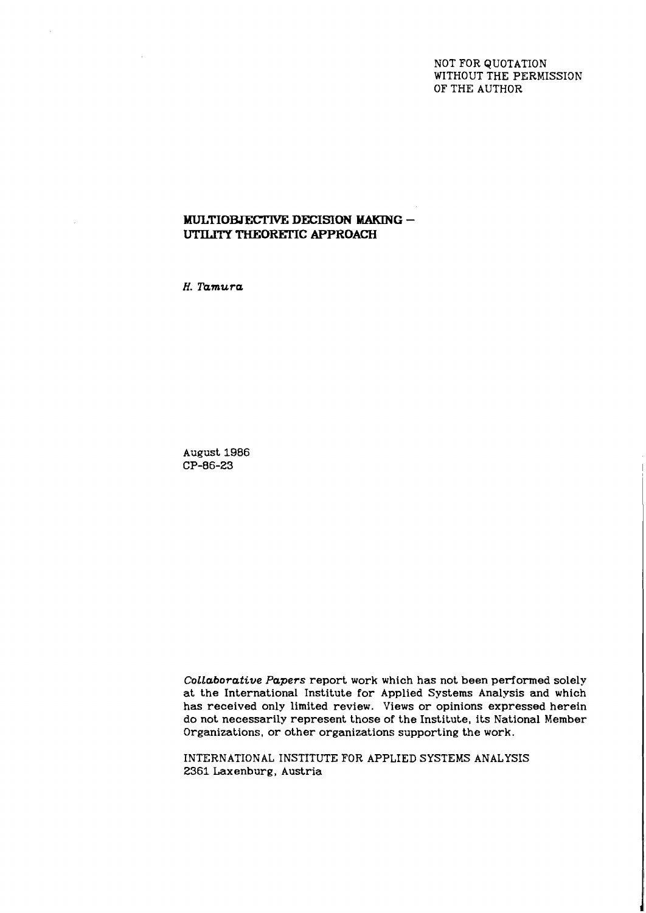NOT FOR QUOTATION
WITHOUT THE PERMISSION
OF THE AUTHOR

# MULTIOBJECTIVE DECISION MAKING – UTILITY THEORETIC APPROACH

*H. Tamura*

August 1986
CP-86-23

*Collaborative Papers* report work which has not been performed solely at the International Institute for Applied Systems Analysis and which has received only limited review. Views or opinions expressed herein do not necessarily represent those of the Institute, its National Member Organizations, or other organizations supporting the work.

INTERNATIONAL INSTITUTE FOR APPLIED SYSTEMS ANALYSIS
2361 Laxenburg, Austria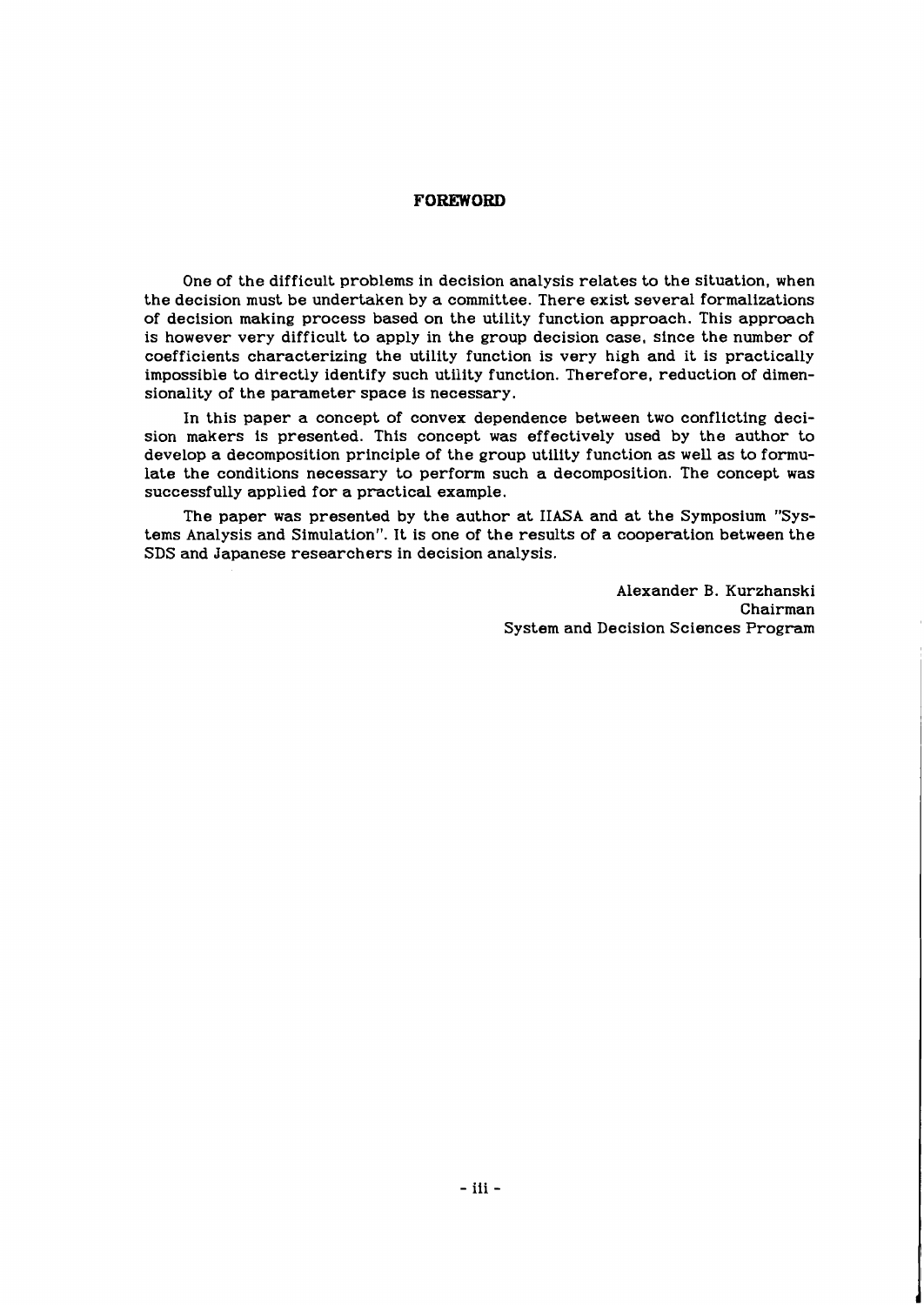## FOREWORD

One of the difficult problems in decision analysis relates to the situation, when the decision must be undertaken by a committee. There exist several formalizations of decision making process based on the utility function approach. This approach is however very difficult to apply in the group decision case, since the number of coefficients characterizing the utility function is very high and it is practically impossible to directly identify such utility function. Therefore, reduction of dimensionality of the parameter space is necessary.

In this paper a concept of convex dependence between two conflicting decision makers is presented. This concept was effectively used by the author to develop a decomposition principle of the group utility function as well as to formulate the conditions necessary to perform such a decomposition. The concept was successfully applied for a practical example.

The paper was presented by the author at IIASA and at the Symposium "Systems Analysis and Simulation". It is one of the results of a cooperation between the SDS and Japanese researchers in decision analysis.

Alexander B. Kurzhanski
Chairman
System and Decision Sciences Program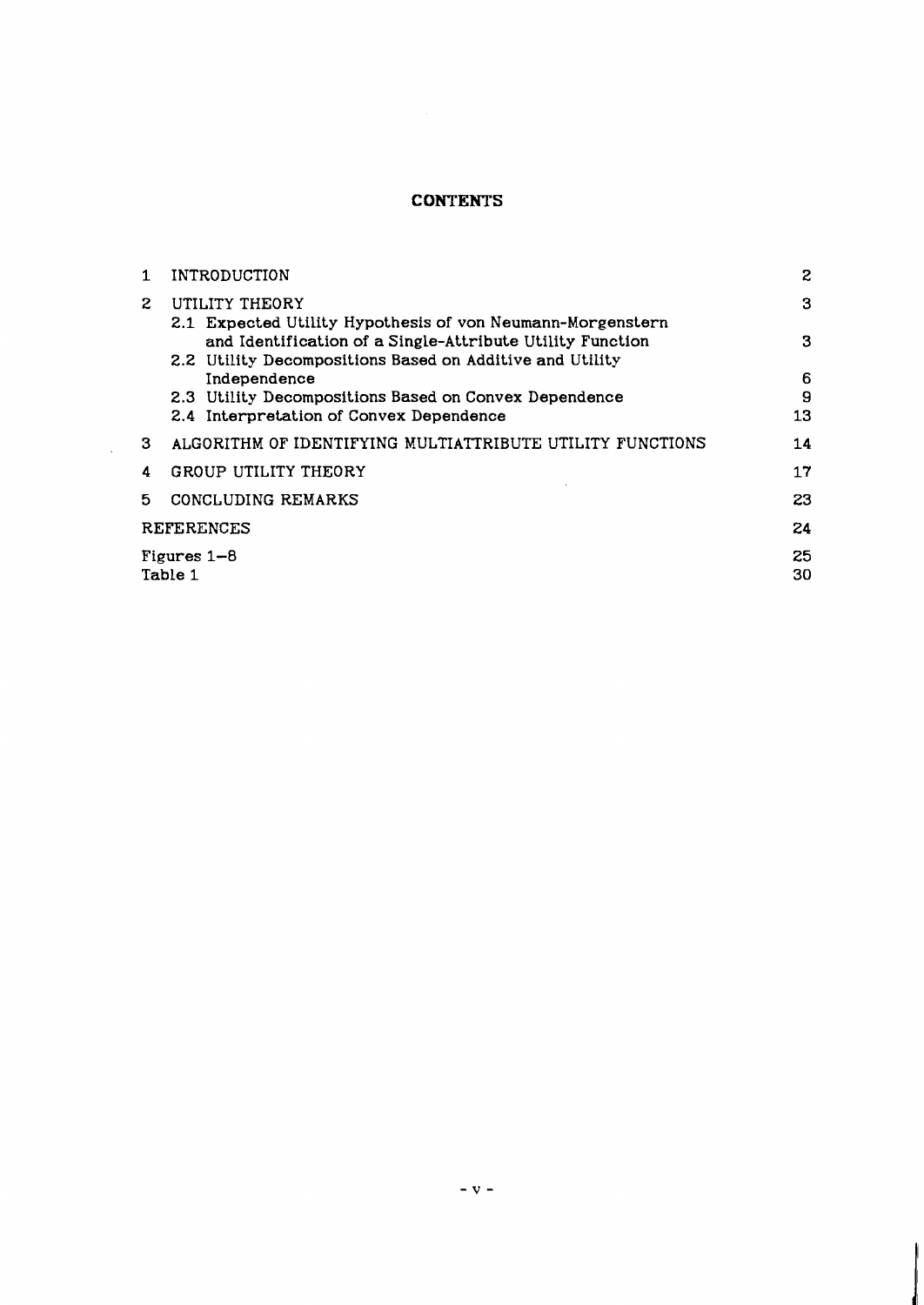# CONTENTS

| | | |
|---|---|---|
| 1 | INTRODUCTION | 2 |
| 2 | UTILITY THEORY | 3 |
| | 2.1 Expected Utility Hypothesis of von Neumann-Morgenstern and Identification of a Single-Attribute Utility Function | 3 |
| | 2.2 Utility Decompositions Based on Additive and Utility Independence | 6 |
| | 2.3 Utility Decompositions Based on Convex Dependence | 9 |
| | 2.4 Interpretation of Convex Dependence | 13 |
| 3 | ALGORITHM OF IDENTIFYING MULTIATTRIBUTE UTILITY FUNCTIONS | 14 |
| 4 | GROUP UTILITY THEORY | 17 |
| 5 | CONCLUDING REMARKS | 23 |
| | REFERENCES | 24 |
| | Figures 1–8 | 25 |
| | Table 1 | 30 |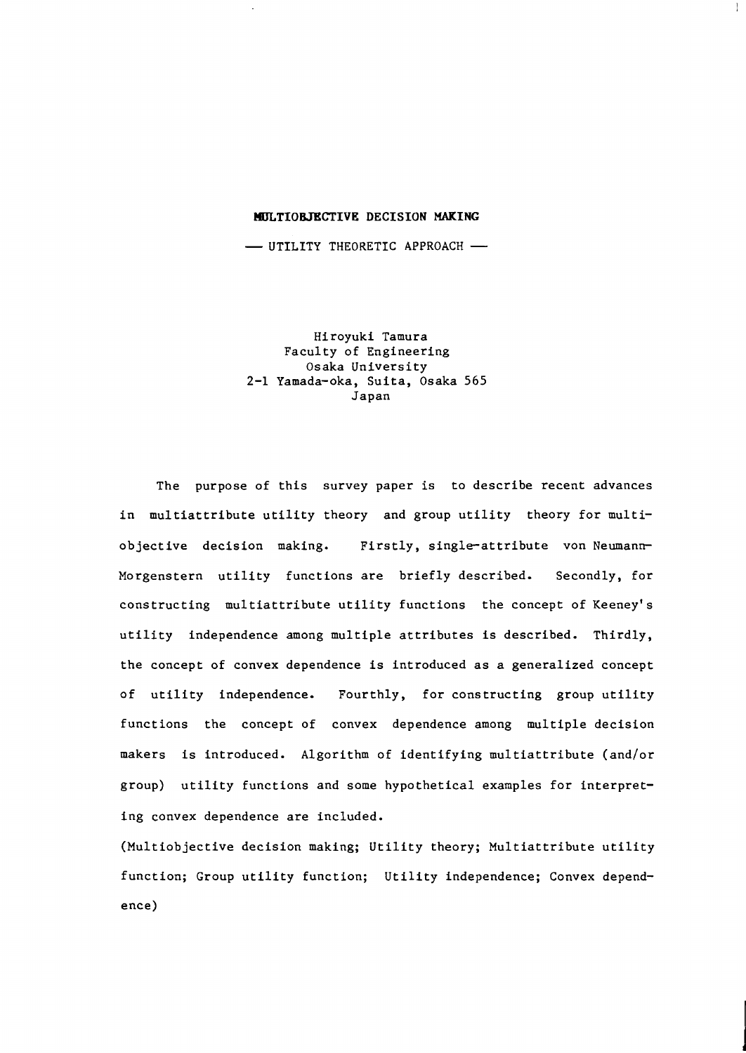# MULTIOBJECTIVE DECISION MAKING

## — UTILITY THEORETIC APPROACH —

Hiroyuki Tamura
Faculty of Engineering
Osaka University
2-1 Yamada-oka, Suita, Osaka 565
Japan

The purpose of this survey paper is to describe recent advances in multiattribute utility theory and group utility theory for multiobjective decision making. Firstly, single-attribute von Neumann-Morgenstern utility functions are briefly described. Secondly, for constructing multiattribute utility functions the concept of Keeney's utility independence among multiple attributes is described. Thirdly, the concept of convex dependence is introduced as a generalized concept of utility independence. Fourthly, for constructing group utility functions the concept of convex dependence among multiple decision makers is introduced. Algorithm of identifying multiattribute (and/or group) utility functions and some hypothetical examples for interpreting convex dependence are included.

(Multiobjective decision making; Utility theory; Multiattribute utility function; Group utility function; Utility independence; Convex dependence)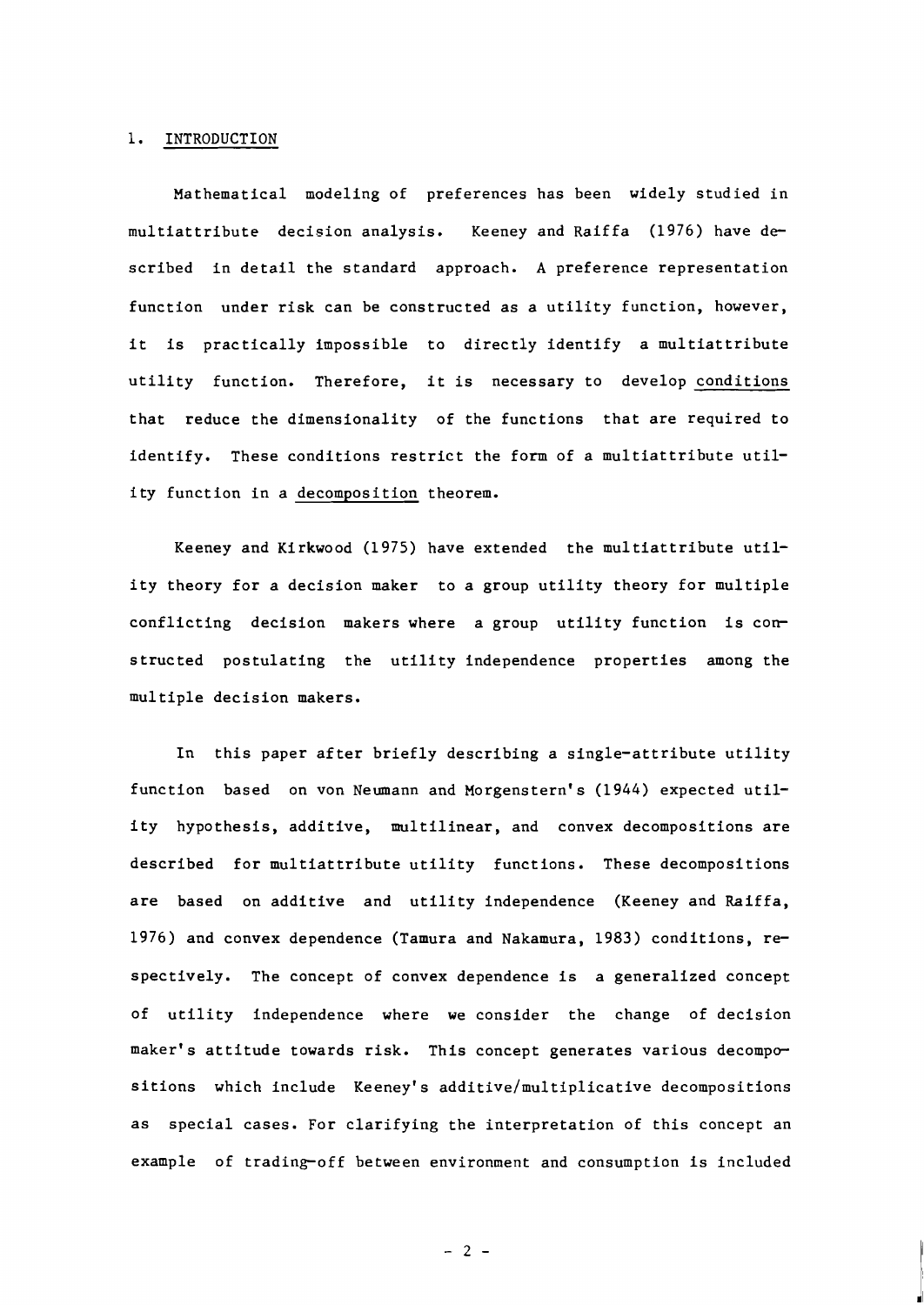## 1. INTRODUCTION

Mathematical modeling of preferences has been widely studied in multiattribute decision analysis. Keeney and Raiffa (1976) have described in detail the standard approach. A preference representation function under risk can be constructed as a utility function, however, it is practically impossible to directly identify a multiattribute utility function. Therefore, it is necessary to develop conditions that reduce the dimensionality of the functions that are required to identify. These conditions restrict the form of a multiattribute utility function in a decomposition theorem.

Keeney and Kirkwood (1975) have extended the multiattribute utility theory for a decision maker to a group utility theory for multiple conflicting decision makers where a group utility function is constructed postulating the utility independence properties among the multiple decision makers.

In this paper after briefly describing a single-attribute utility function based on von Neumann and Morgenstern's (1944) expected utility hypothesis, additive, multilinear, and convex decompositions are described for multiattribute utility functions. These decompositions are based on additive and utility independence (Keeney and Raiffa, 1976) and convex dependence (Tamura and Nakamura, 1983) conditions, respectively. The concept of convex dependence is a generalized concept of utility independence where we consider the change of decision maker's attitude towards risk. This concept generates various decompositions which include Keeney's additive/multiplicative decompositions as special cases. For clarifying the interpretation of this concept an example of trading-off between environment and consumption is included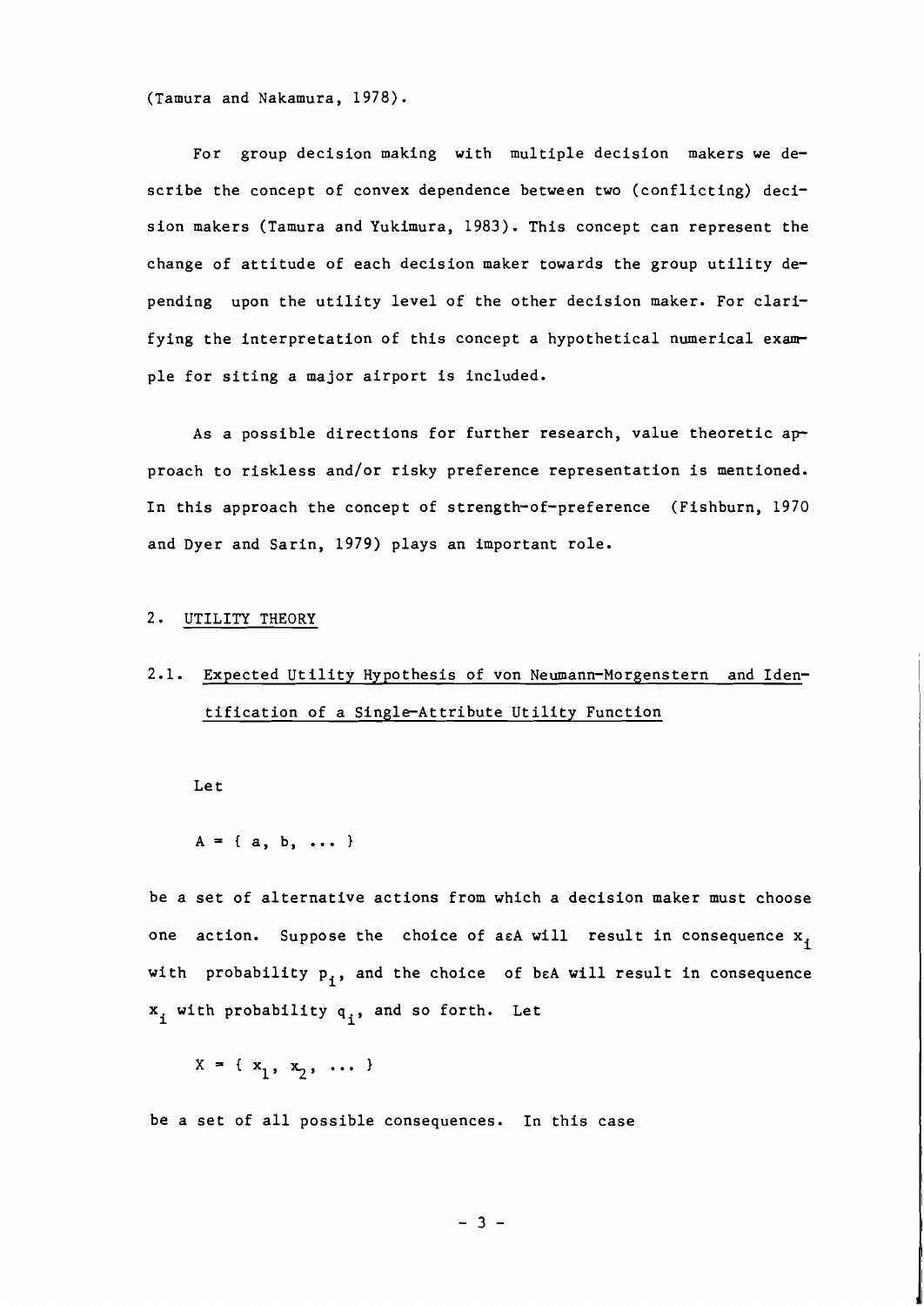(Tamura and Nakamura, 1978).

For group decision making with multiple decision makers we describe the concept of convex dependence between two (conflicting) decision makers (Tamura and Yukimura, 1983). This concept can represent the change of attitude of each decision maker towards the group utility depending upon the utility level of the other decision maker. For clarifying the interpretation of this concept a hypothetical numerical example for siting a major airport is included.

As a possible directions for further research, value theoretic approach to riskless and/or risky preference representation is mentioned. In this approach the concept of strength-of-preference (Fishburn, 1970 and Dyer and Sarin, 1979) plays an important role.

## 2. UTILITY THEORY

### 2.1. Expected Utility Hypothesis of von Neumann-Morgenstern and Identification of a Single-Attribute Utility Function

Let

$$A = \{ a, b, \dots \}$$

be a set of alternative actions from which a decision maker must choose one action. Suppose the choice of $a \in A$ will result in consequence $x_i$ with probability $p_i$, and the choice of $b \in A$ will result in consequence $x_i$ with probability $q_i$, and so forth. Let

$$X = \{ x_1, x_2, \dots \}$$

be a set of all possible consequences. In this case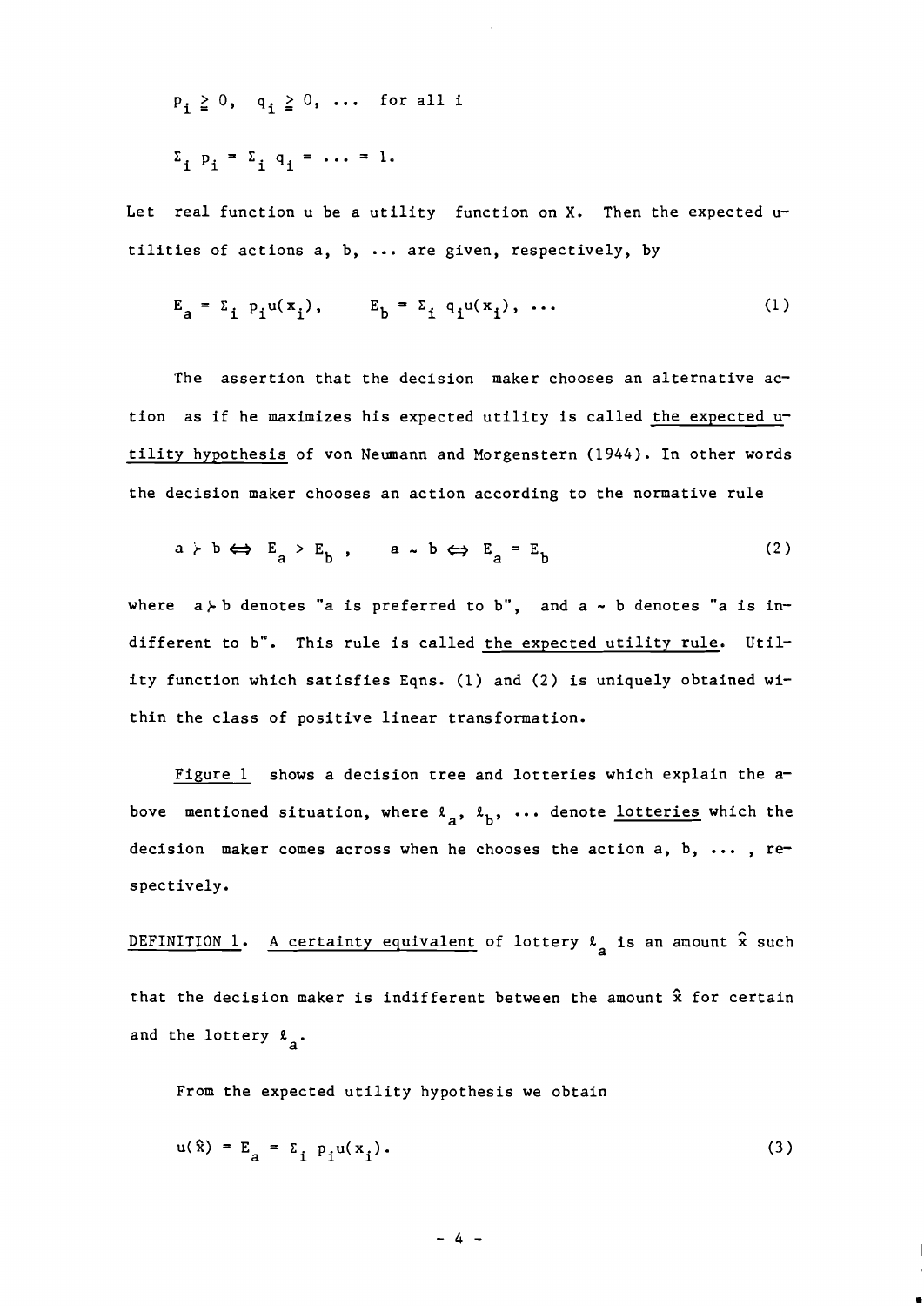$$p_i \geqq 0, \quad q_i \geqq 0, \; \ldots \; \text{for all } i$$

$$\Sigma_i \, p_i = \Sigma_i \, q_i = \ldots = 1.$$

Let real function u be a utility function on X. Then the expected utilities of actions a, b, ... are given, respectively, by

$$E_a = \Sigma_i \, p_i u(x_i), \qquad E_b = \Sigma_i \, q_i u(x_i), \; \ldots \tag{1}$$

The assertion that the decision maker chooses an alternative action as if he maximizes his expected utility is called <u>the expected utility hypothesis</u> of von Neumann and Morgenstern (1944). In other words the decision maker chooses an action according to the normative rule

$$a \succ b \Leftrightarrow E_a > E_b \,, \qquad a \sim b \Leftrightarrow E_a = E_b \tag{2}$$

where $a \succ b$ denotes "a is preferred to b", and $a \sim b$ denotes "a is indifferent to b". This rule is called <u>the expected utility rule</u>. Utility function which satisfies Eqns. (1) and (2) is uniquely obtained within the class of positive linear transformation.

<u>Figure 1</u> shows a decision tree and lotteries which explain the above mentioned situation, where $\ell_a$, $\ell_b$, ... denote <u>lotteries</u> which the decision maker comes across when he chooses the action a, b, ... , respectively.

<u>DEFINITION 1</u>. <u>A certainty equivalent</u> of lottery $\ell_a$ is an amount $\hat{x}$ such that the decision maker is indifferent between the amount $\hat{x}$ for certain and the lottery $\ell_a$.

From the expected utility hypothesis we obtain

$$u(\hat{x}) = E_a = \Sigma_i \, p_i u(x_i). \tag{3}$$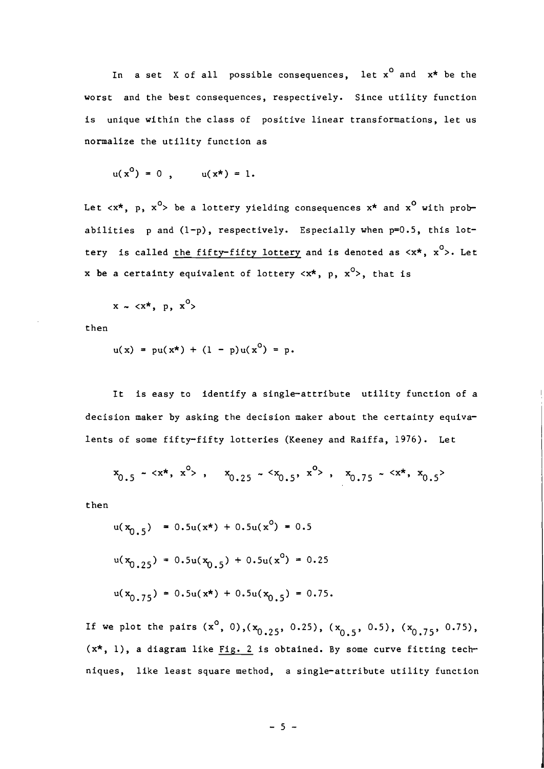In a set X of all possible consequences, let $x^o$ and $x^*$ be the worst and the best consequences, respectively. Since utility function is unique within the class of positive linear transformations, let us normalize the utility function as

$$u(x^o) = 0 , \qquad u(x^*) = 1.$$

Let $<x^*, p, x^o>$ be a lottery yielding consequences $x^*$ and $x^o$ with probabilities p and (1-p), respectively. Especially when p=0.5, this lottery is called <u>the fifty-fifty lottery</u> and is denoted as $<x^*, x^o>$. Let x be a certainty equivalent of lottery $<x^*, p, x^o>$, that is

$$x \sim <x^*, p, x^o>$$

then

$$u(x) = pu(x^*) + (1 - p)u(x^o) = p.$$

It is easy to identify a single-attribute utility function of a decision maker by asking the decision maker about the certainty equivalents of some fifty-fifty lotteries (Keeney and Raiffa, 1976). Let

$$x_{0.5} \sim <x^*, x^o> , \quad x_{0.25} \sim <x_{0.5}, x^o> , \quad x_{0.75} \sim <x^*, x_{0.5}>$$

then

$$u(x_{0.5}) = 0.5u(x^*) + 0.5u(x^o) = 0.5$$

$$u(x_{0.25}) = 0.5u(x_{0.5}) + 0.5u(x^o) = 0.25$$

$$u(x_{0.75}) = 0.5u(x^*) + 0.5u(x_{0.5}) = 0.75.$$

If we plot the pairs $(x^o, 0)$,$(x_{0.25}, 0.25)$, $(x_{0.5}, 0.5)$, $(x_{0.75}, 0.75)$, $(x^*, 1)$, a diagram like <u>Fig. 2</u> is obtained. By some curve fitting techniques, like least square method, a single-attribute utility function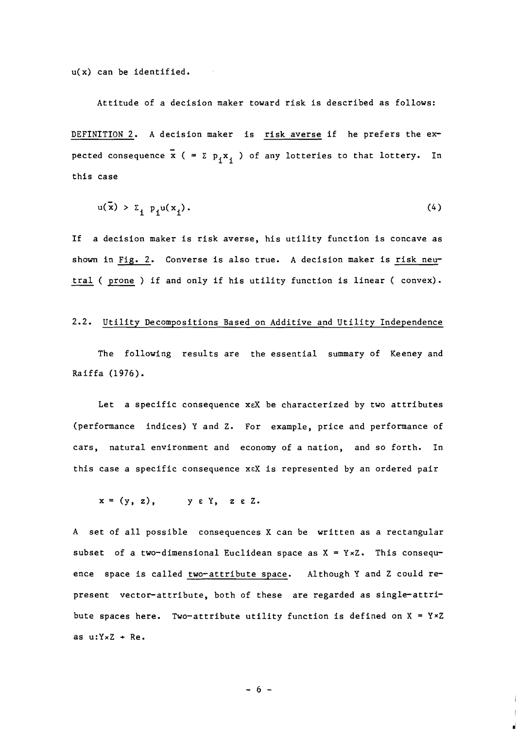$u(x)$ can be identified.

Attitude of a decision maker toward risk is described as follows:

DEFINITION 2. A decision maker is risk averse if he prefers the expected consequence $\bar{x}$ ( $= \Sigma\, p_i x_i$ ) of any lotteries to that lottery. In this case

$$u(\bar{x}) > \Sigma_i\, p_i u(x_i). \tag{4}$$

If a decision maker is risk averse, his utility function is concave as shown in Fig. 2. Converse is also true. A decision maker is risk neutral ( prone ) if and only if his utility function is linear ( convex).

## 2.2. Utility Decompositions Based on Additive and Utility Independence

The following results are the essential summary of Keeney and Raiffa (1976).

Let a specific consequence $x \varepsilon X$ be characterized by two attributes (performance indices) Y and Z. For example, price and performance of cars, natural environment and economy of a nation, and so forth. In this case a specific consequence $x \varepsilon X$ is represented by an ordered pair

$$x = (y,\ z), \qquad y \ \varepsilon\ Y, \quad z \ \varepsilon\ Z.$$

A set of all possible consequences X can be written as a rectangular subset of a two-dimensional Euclidean space as $X = Y \times Z$. This consequence space is called two-attribute space. Although Y and Z could represent vector-attribute, both of these are regarded as single-attribute spaces here. Two-attribute utility function is defined on $X = Y \times Z$ as $u: Y \times Z \rightarrow Re$.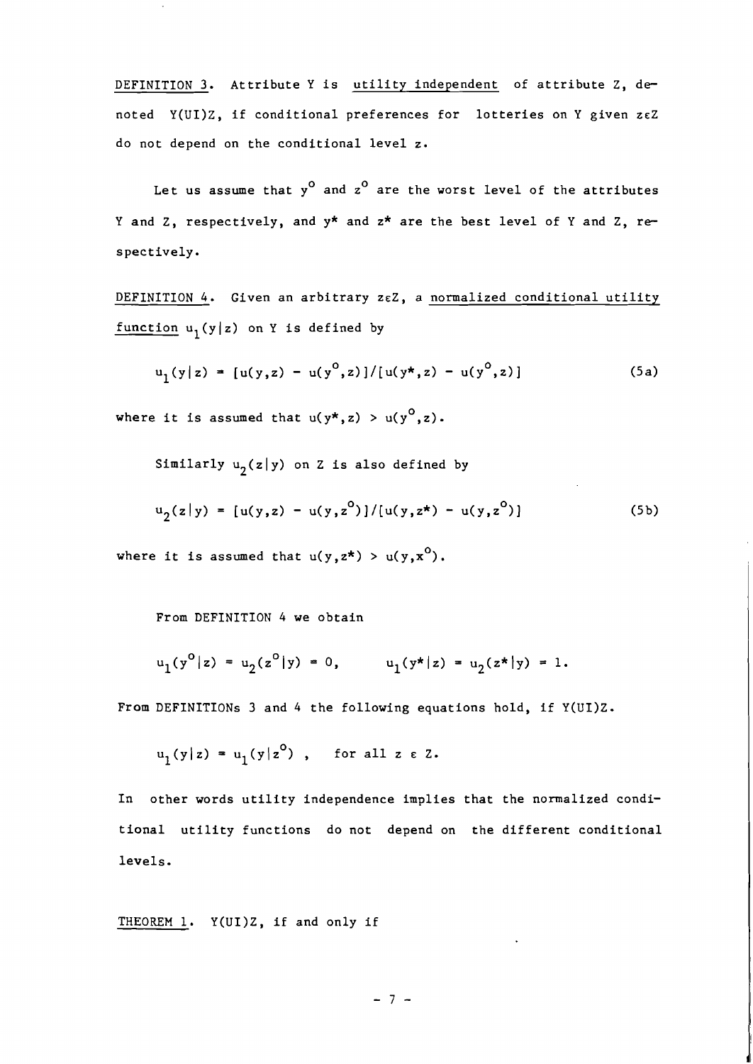<u>DEFINITION 3</u>. Attribute Y is <u>utility independent</u> of attribute Z, denoted Y(UI)Z, if conditional preferences for lotteries on Y given $z \varepsilon Z$ do not depend on the conditional level z.

Let us assume that $y^o$ and $z^o$ are the worst level of the attributes Y and Z, respectively, and $y^*$ and $z^*$ are the best level of Y and Z, respectively.

<u>DEFINITION 4</u>. Given an arbitrary $z \varepsilon Z$, a <u>normalized conditional utility function</u> $u_1(y|z)$ on Y is defined by

$$u_1(y|z) = [u(y,z) - u(y^o,z)]/[u(y^*,z) - u(y^o,z)] \tag{5a}$$

where it is assumed that $u(y^*,z) > u(y^o,z)$.

Similarly $u_2(z|y)$ on Z is also defined by

$$u_2(z|y) = [u(y,z) - u(y,z^o)]/[u(y,z^*) - u(y,z^o)] \tag{5b}$$

where it is assumed that $u(y,z^*) > u(y,x^o)$.

From DEFINITION 4 we obtain

$$u_1(y^o|z) = u_2(z^o|y) = 0, \qquad u_1(y^*|z) = u_2(z^*|y) = 1.$$

From DEFINITIONs 3 and 4 the following equations hold, if Y(UI)Z.

$$u_1(y|z) = u_1(y|z^o) , \quad \text{for all } z \varepsilon Z.$$

In other words utility independence implies that the normalized conditional utility functions do not depend on the different conditional levels.

<u>THEOREM 1</u>. Y(UI)Z, if and only if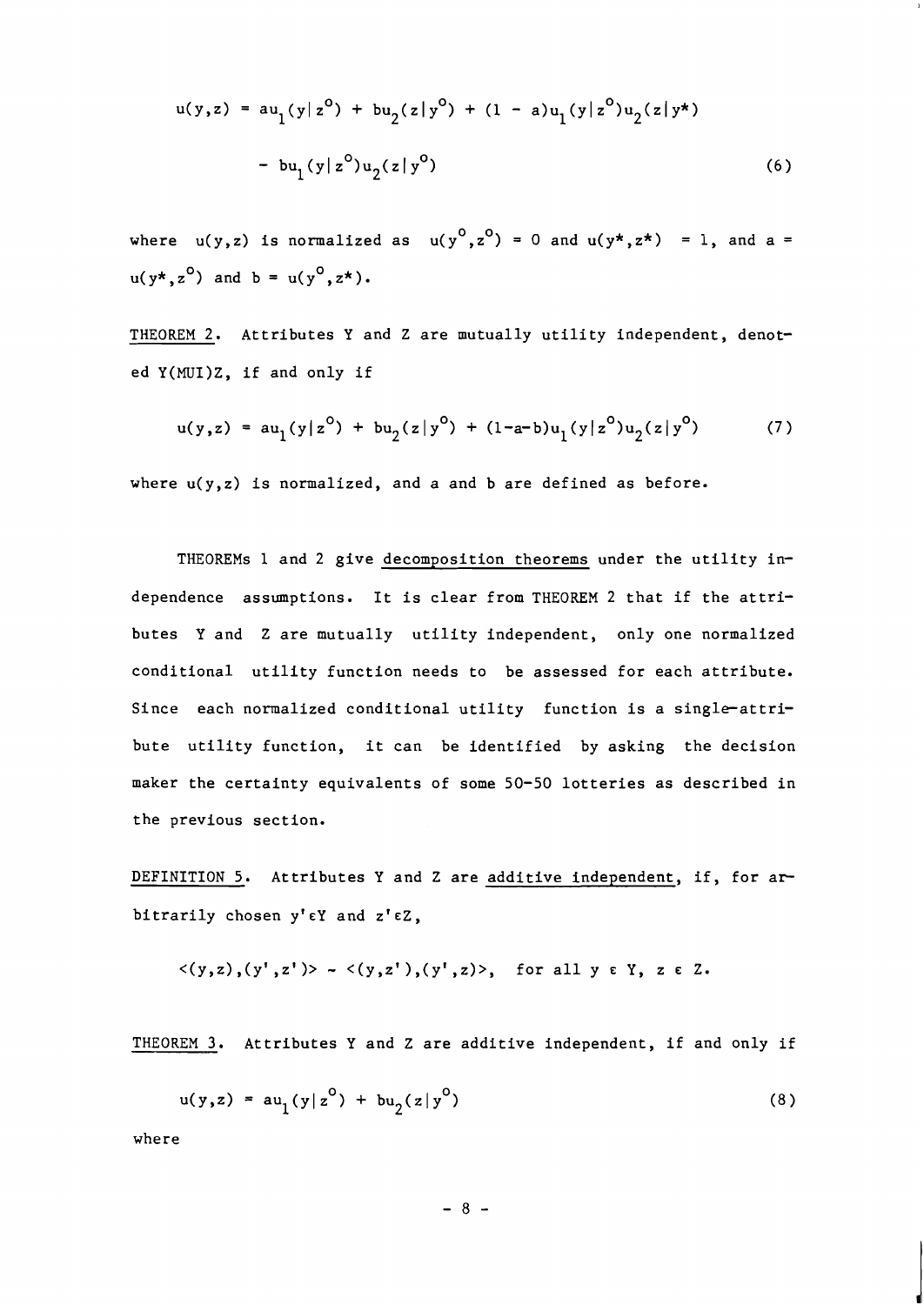$$u(y,z) = au_1(y|z^o) + bu_2(z|y^o) + (1 - a)u_1(y|z^o)u_2(z|y^*)$$

$$- bu_1(y|z^o)u_2(z|y^o) \tag{6}$$

where $u(y,z)$ is normalized as $u(y^o,z^o) = 0$ and $u(y^*,z^*) = 1$, and $a = u(y^*,z^o)$ and $b = u(y^o,z^*)$.

<u>THEOREM 2</u>. Attributes Y and Z are mutually utility independent, denoted Y(MUI)Z, if and only if

$$u(y,z) = au_1(y|z^o) + bu_2(z|y^o) + (1-a-b)u_1(y|z^o)u_2(z|y^o) \tag{7}$$

where $u(y,z)$ is normalized, and a and b are defined as before.

THEOREMs 1 and 2 give <u>decomposition theorems</u> under the utility independence assumptions. It is clear from THEOREM 2 that if the attributes Y and Z are mutually utility independent, only one normalized conditional utility function needs to be assessed for each attribute. Since each normalized conditional utility function is a single-attribute utility function, it can be identified by asking the decision maker the certainty equivalents of some 50-50 lotteries as described in the previous section.

<u>DEFINITION 5</u>. Attributes Y and Z are <u>additive independent</u>, if, for arbitrarily chosen $y' \varepsilon Y$ and $z' \varepsilon Z$,

$$<(y,z),(y',z')> \sim <(y,z'),(y',z)>, \quad \text{for all } y \varepsilon Y,\ z \varepsilon Z.$$

<u>THEOREM 3</u>. Attributes Y and Z are additive independent, if and only if

$$u(y,z) = au_1(y|z^o) + bu_2(z|y^o) \tag{8}$$

where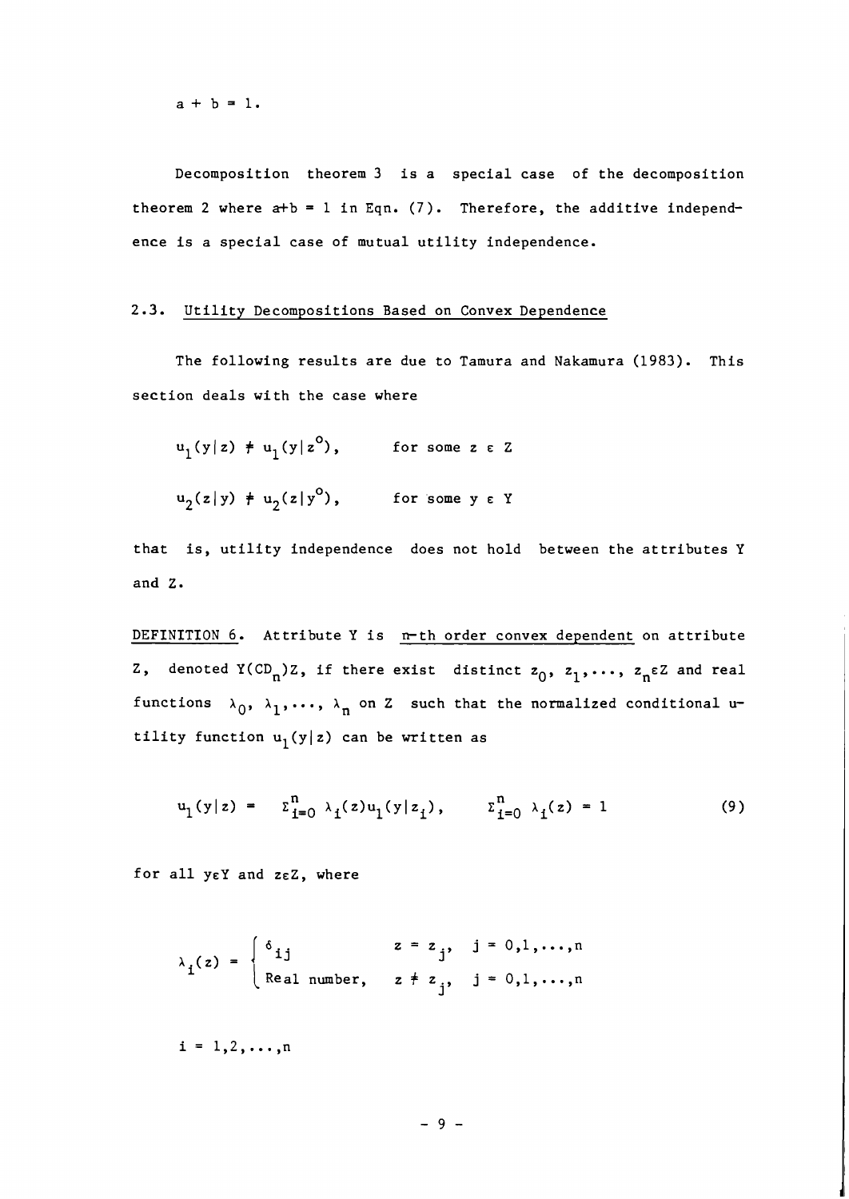$$a + b = 1.$$

Decomposition theorem 3 is a special case of the decomposition theorem 2 where $a+b = 1$ in Eqn. (7). Therefore, the additive independence is a special case of mutual utility independence.

### 2.3. Utility Decompositions Based on Convex Dependence

The following results are due to Tamura and Nakamura (1983). This section deals with the case where

$$u_1(y|z) \neq u_1(y|z^o), \qquad \text{for some } z \in Z$$

$$u_2(z|y) \neq u_2(z|y^o), \qquad \text{for some } y \in Y$$

that is, utility independence does not hold between the attributes Y and Z.

DEFINITION 6. Attribute Y is n-th order convex dependent on attribute Z, denoted $Y(CD_n)Z$, if there exist distinct $z_0, z_1, \ldots, z_n \in Z$ and real functions $\lambda_0, \lambda_1, \ldots, \lambda_n$ on Z such that the normalized conditional utility function $u_1(y|z)$ can be written as

$$u_1(y|z) = \Sigma_{i=0}^{n} \lambda_i(z) u_1(y|z_i), \qquad \Sigma_{i=0}^{n} \lambda_i(z) = 1 \tag{9}$$

for all $y \in Y$ and $z \in Z$, where

$$\lambda_i(z) = \begin{cases} \delta_{ij} & z = z_j, \quad j = 0,1,\ldots,n \\ \text{Real number}, & z \neq z_j, \quad j = 0,1,\ldots,n \end{cases}$$

$$i = 1,2,\ldots,n$$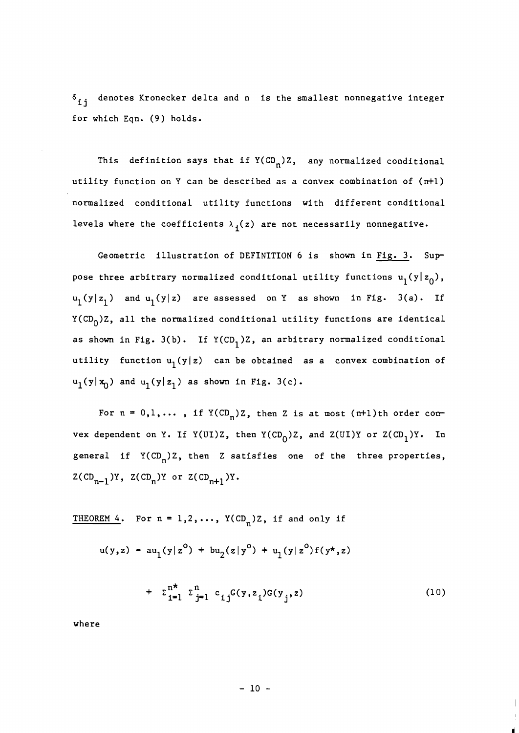$\delta_{ij}$ denotes Kronecker delta and n is the smallest nonnegative integer for which Eqn. (9) holds.

This definition says that if $Y(CD_n)Z$, any normalized conditional utility function on Y can be described as a convex combination of (n+1) normalized conditional utility functions with different conditional levels where the coefficients $\lambda_i(z)$ are not necessarily nonnegative.

Geometric illustration of DEFINITION 6 is shown in Fig. 3. Suppose three arbitrary normalized conditional utility functions $u_1(y|z_0)$, $u_1(y|z_1)$ and $u_1(y|z)$ are assessed on Y as shown in Fig. 3(a). If $Y(CD_0)Z$, all the normalized conditional utility functions are identical as shown in Fig. 3(b). If $Y(CD_1)Z$, an arbitrary normalized conditional utility function $u_1(y|z)$ can be obtained as a convex combination of $u_1(y|x_0)$ and $u_1(y|z_1)$ as shown in Fig. 3(c).

For n = 0,1,... , if $Y(CD_n)Z$, then Z is at most (n+1)th order convex dependent on Y. If $Y(UI)Z$, then $Y(CD_0)Z$, and $Z(UI)Y$ or $Z(CD_1)Y$. In general if $Y(CD_n)Z$, then Z satisfies one of the three properties, $Z(CD_{n-1})Y$, $Z(CD_n)Y$ or $Z(CD_{n+1})Y$.

THEOREM 4. For n = 1,2,..., $Y(CD_n)Z$, if and only if

$$u(y,z) = au_1(y|z^o) + bu_2(z|y^o) + u_1(y|z^o)f(y^*,z)$$

$$+ \Sigma_{i=1}^{n^*} \Sigma_{j=1}^{n} c_{ij}G(y,z_i)G(y_j,z) \tag{10}$$

where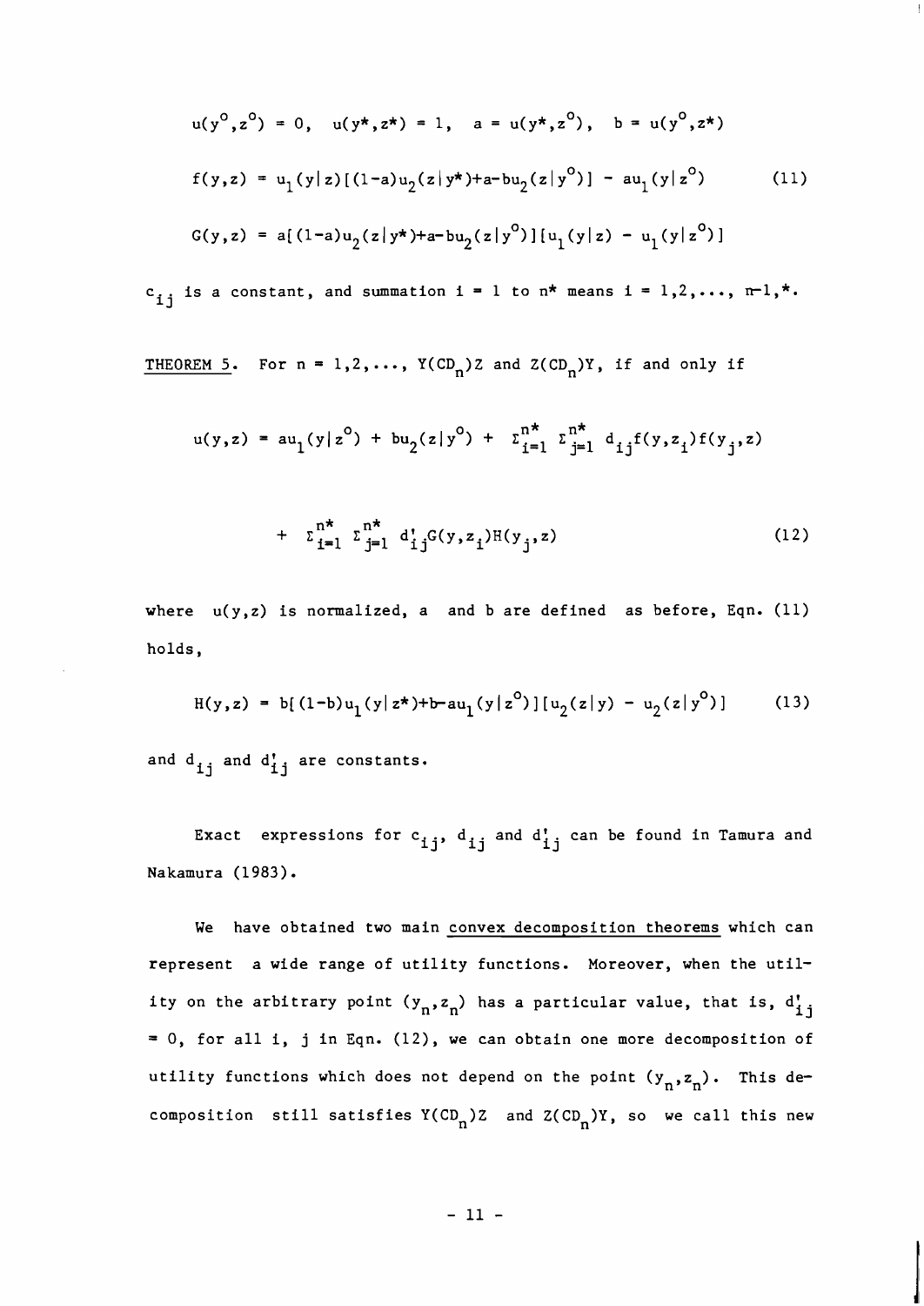$$u(y^o,z^o) = 0, \quad u(y^*,z^*) = 1, \quad a = u(y^*,z^o), \quad b = u(y^o,z^*)$$

$$f(y,z) = u_1(y|z)[(1-a)u_2(z|y^*)+a-bu_2(z|y^o)] - au_1(y|z^o) \tag{11}$$

$$G(y,z) = a[(1-a)u_2(z|y^*)+a-bu_2(z|y^o)][u_1(y|z) - u_1(y|z^o)]$$

$c_{ij}$ is a constant, and summation $i = 1$ to $n^*$ means $i = 1,2,\ldots, n-1,*$.

<u>THEOREM 5</u>. For $n = 1,2,\ldots$, $Y(CD_n)Z$ and $Z(CD_n)Y$, if and only if

$$u(y,z) = au_1(y|z^o) + bu_2(z|y^o) + \Sigma_{i=1}^{n^*} \Sigma_{j=1}^{n^*} d_{ij}f(y,z_i)f(y_j,z)$$

$$+ \Sigma_{i=1}^{n^*} \Sigma_{j=1}^{n^*} d'_{ij}G(y,z_i)H(y_j,z) \tag{12}$$

where $u(y,z)$ is normalized, a and b are defined as before, Eqn. (11) holds,

$$H(y,z) = b[(1-b)u_1(y|z^*)+b-au_1(y|z^o)][u_2(z|y) - u_2(z|y^o)] \tag{13}$$

and $d_{ij}$ and $d'_{ij}$ are constants.

Exact expressions for $c_{ij}$, $d_{ij}$ and $d'_{ij}$ can be found in Tamura and Nakamura (1983).

We have obtained two main <u>convex decomposition theorems</u> which can represent a wide range of utility functions. Moreover, when the utility on the arbitrary point $(y_n,z_n)$ has a particular value, that is, $d'_{ij} = 0$, for all i, j in Eqn. (12), we can obtain one more decomposition of utility functions which does not depend on the point $(y_n,z_n)$. This decomposition still satisfies $Y(CD_n)Z$ and $Z(CD_n)Y$, so we call this new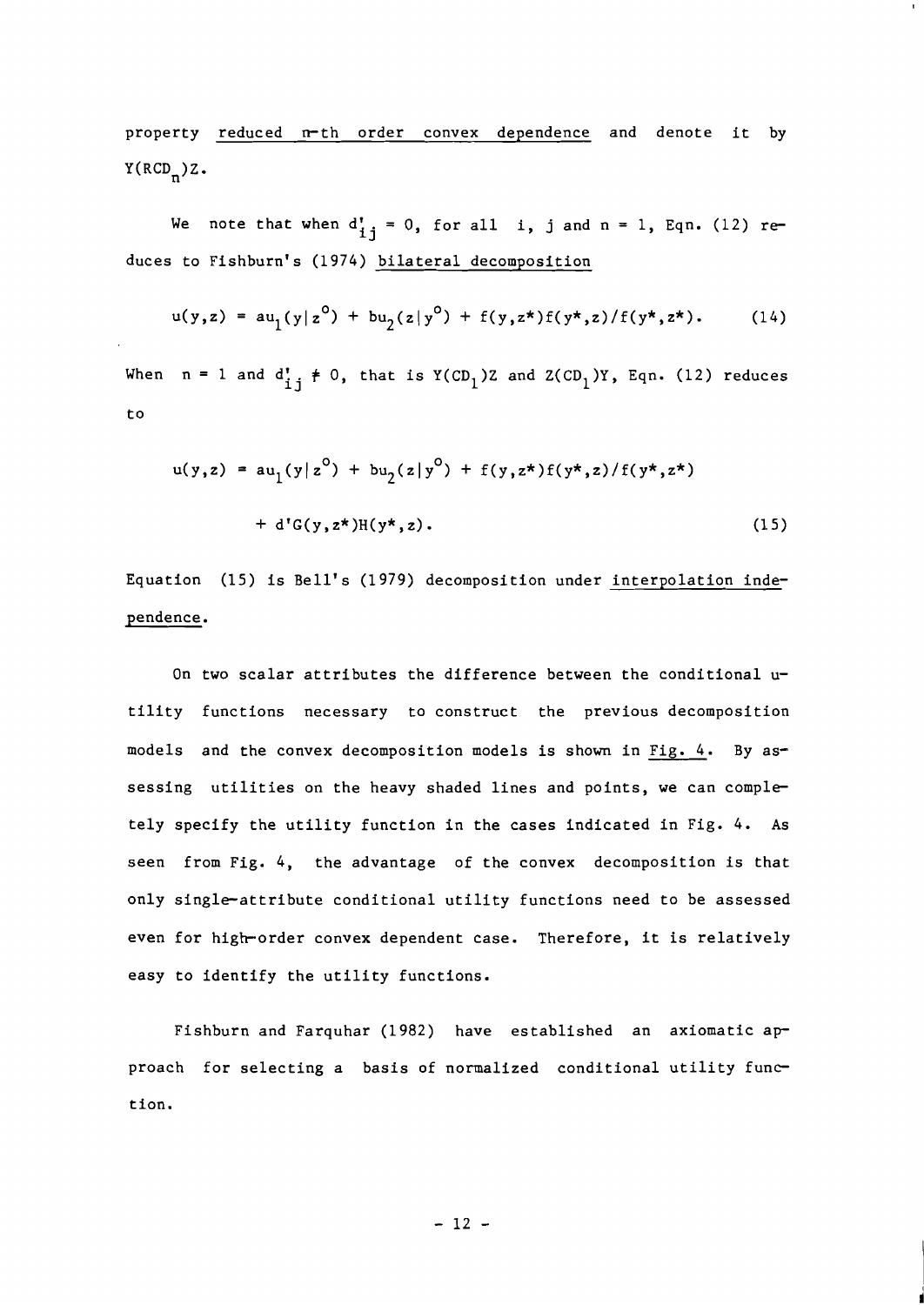property <u>reduced n-th order convex dependence</u> and denote it by $Y(RCD_n)Z$.

We note that when $d'_{ij} = 0$, for all i, j and n = 1, Eqn. (12) reduces to Fishburn's (1974) <u>bilateral decomposition</u>

$$u(y,z) = au_1(y|z^o) + bu_2(z|y^o) + f(y,z^*)f(y^*,z)/f(y^*,z^*). \quad (14)$$

When n = 1 and $d'_{ij} \neq 0$, that is $Y(CD_1)Z$ and $Z(CD_1)Y$, Eqn. (12) reduces to

$$u(y,z) = au_1(y|z^o) + bu_2(z|y^o) + f(y,z^*)f(y^*,z)/f(y^*,z^*) + d'G(y,z^*)H(y^*,z). \quad (15)$$

Equation (15) is Bell's (1979) decomposition under <u>interpolation independence</u>.

On two scalar attributes the difference between the conditional utility functions necessary to construct the previous decomposition models and the convex decomposition models is shown in <u>Fig. 4</u>. By assessing utilities on the heavy shaded lines and points, we can completely specify the utility function in the cases indicated in Fig. 4. As seen from Fig. 4, the advantage of the convex decomposition is that only single-attribute conditional utility functions need to be assessed even for high-order convex dependent case. Therefore, it is relatively easy to identify the utility functions.

Fishburn and Farquhar (1982) have established an axiomatic approach for selecting a basis of normalized conditional utility function.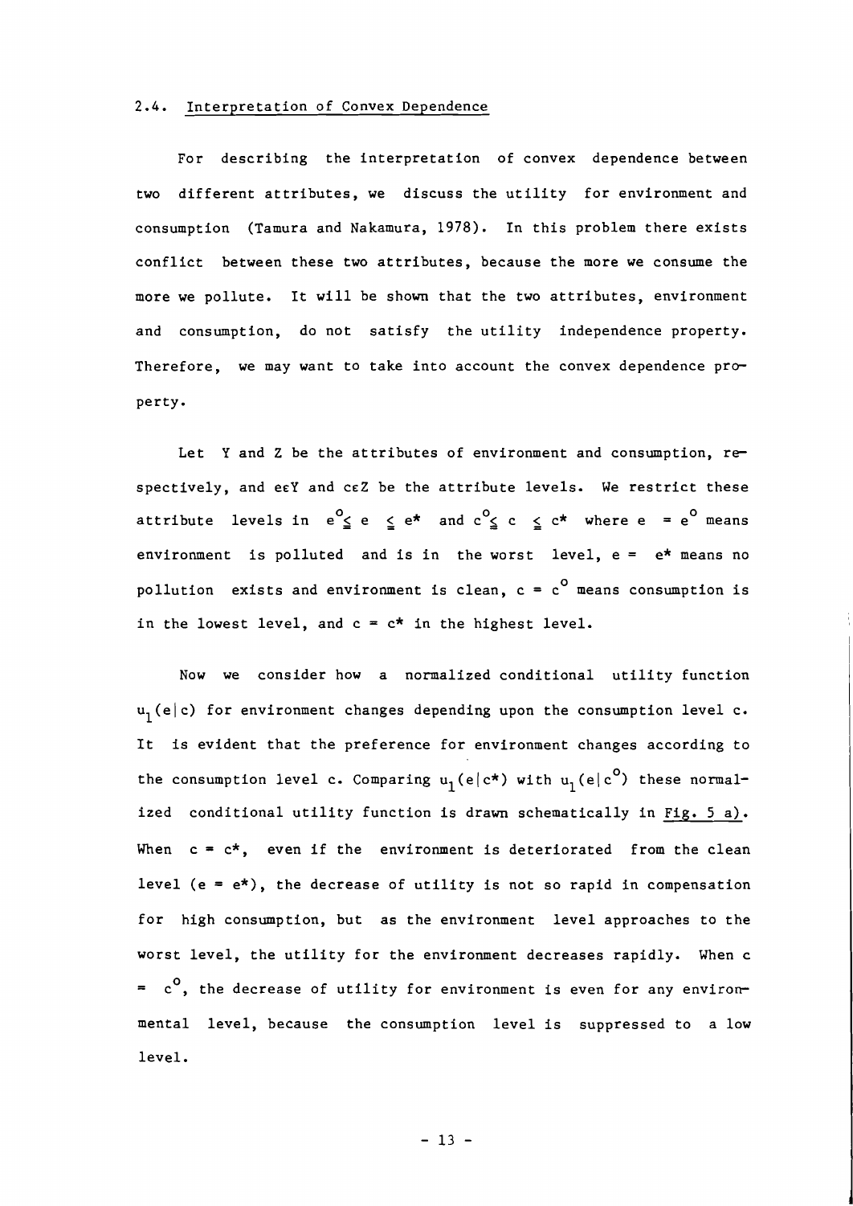### 2.4. Interpretation of Convex Dependence

For describing the interpretation of convex dependence between two different attributes, we discuss the utility for environment and consumption (Tamura and Nakamura, 1978). In this problem there exists conflict between these two attributes, because the more we consume the more we pollute. It will be shown that the two attributes, environment and consumption, do not satisfy the utility independence property. Therefore, we may want to take into account the convex dependence property.

Let Y and Z be the attributes of environment and consumption, respectively, and $e \in Y$ and $c \in Z$ be the attribute levels. We restrict these attribute levels in $e^o \leqq e \leqq e^*$ and $c^o \leqq c \leqq c^*$ where $e = e^o$ means environment is polluted and is in the worst level, $e = e^*$ means no pollution exists and environment is clean, $c = c^o$ means consumption is in the lowest level, and $c = c^*$ in the highest level.

Now we consider how a normalized conditional utility function $u_1(e|c)$ for environment changes depending upon the consumption level c. It is evident that the preference for environment changes according to the consumption level c. Comparing $u_1(e|c^*)$ with $u_1(e|c^o)$ these normalized conditional utility function is drawn schematically in Fig. 5 a). When $c = c^*$, even if the environment is deteriorated from the clean level ($e = e^*$), the decrease of utility is not so rapid in compensation for high consumption, but as the environment level approaches to the worst level, the utility for the environment decreases rapidly. When $c = c^o$, the decrease of utility for environment is even for any environmental level, because the consumption level is suppressed to a low level.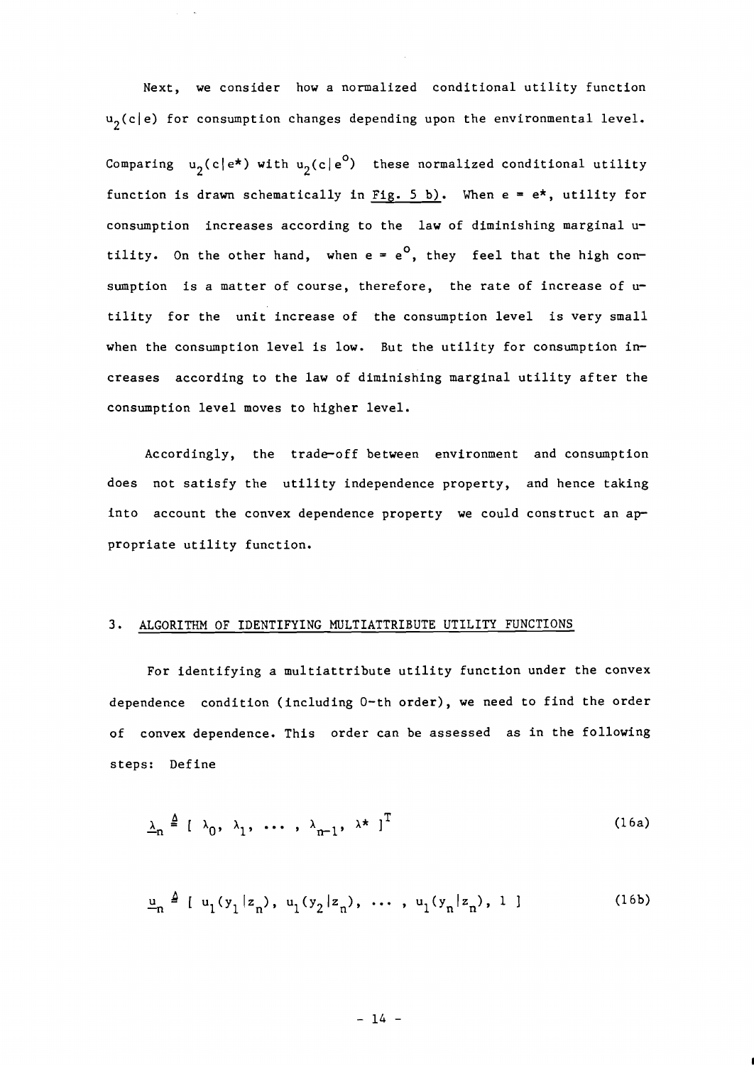Next, we consider how a normalized conditional utility function $u_2(c|e)$ for consumption changes depending upon the environmental level. Comparing $u_2(c|e^*)$ with $u_2(c|e^o)$ these normalized conditional utility function is drawn schematically in Fig. 5 b). When $e = e^*$, utility for consumption increases according to the law of diminishing marginal utility. On the other hand, when $e = e^o$, they feel that the high consumption is a matter of course, therefore, the rate of increase of utility for the unit increase of the consumption level is very small when the consumption level is low. But the utility for consumption increases according to the law of diminishing marginal utility after the consumption level moves to higher level.

Accordingly, the trade-off between environment and consumption does not satisfy the utility independence property, and hence taking into account the convex dependence property we could construct an appropriate utility function.

## 3. ALGORITHM OF IDENTIFYING MULTIATTRIBUTE UTILITY FUNCTIONS

For identifying a multiattribute utility function under the convex dependence condition (including 0-th order), we need to find the order of convex dependence. This order can be assessed as in the following steps: Define

$$\underline{\lambda}_n \triangleq [\ \lambda_0,\ \lambda_1,\ \ldots\ ,\ \lambda_{n-1},\ \lambda^*\ ]^T \tag{16a}$$

$$\underline{u}_n \triangleq [\ u_1(y_1|z_n),\ u_1(y_2|z_n),\ \ldots\ ,\ u_1(y_n|z_n),\ 1\ ] \tag{16b}$$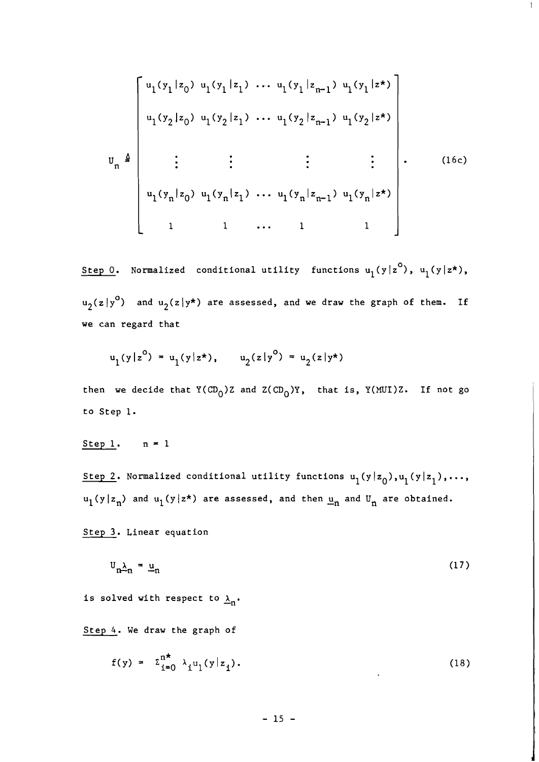$$
U_n \triangleq \begin{bmatrix} u_1(y_1|z_0) & u_1(y_1|z_1) & \cdots & u_1(y_1|z_{n-1}) & u_1(y_1|z^*) \\ u_1(y_2|z_0) & u_1(y_2|z_1) & \cdots & u_1(y_2|z_{n-1}) & u_1(y_2|z^*) \\ \vdots & \vdots & & \vdots & \vdots \\ u_1(y_n|z_0) & u_1(y_n|z_1) & \cdots & u_1(y_n|z_{n-1}) & u_1(y_n|z^*) \\ 1 & 1 & \cdots & 1 & 1 \end{bmatrix}. \tag{16c}
$$

<u>Step 0</u>. Normalized conditional utility functions $u_1(y|z^o)$, $u_1(y|z^*)$, $u_2(z|y^o)$ and $u_2(z|y^*)$ are assessed, and we draw the graph of them. If we can regard that

$$
u_1(y|z^o) = u_1(y|z^*), \qquad u_2(z|y^o) = u_2(z|y^*)
$$

then we decide that $Y(CD_0)Z$ and $Z(CD_0)Y$, that is, $Y(MUI)Z$. If not go to Step 1.

<u>Step 1</u>. $n = 1$

<u>Step 2</u>. Normalized conditional utility functions $u_1(y|z_0), u_1(y|z_1), \ldots, u_1(y|z_n)$ and $u_1(y|z^*)$ are assessed, and then $\underline{u}_n$ and $U_n$ are obtained.

<u>Step 3</u>. Linear equation

$$
U_n \underline{\lambda}_n = \underline{u}_n \tag{17}
$$

is solved with respect to $\underline{\lambda}_n$.

<u>Step 4</u>. We draw the graph of

$$
f(y) = \Sigma_{i=0}^{n^*} \lambda_i u_1(y|z_i). \tag{18}
$$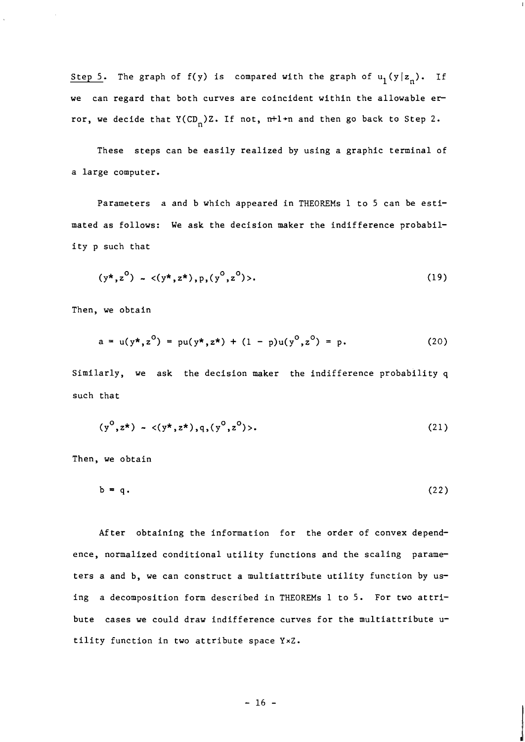Step 5. The graph of $f(y)$ is compared with the graph of $u_1(y|z_n)$. If we can regard that both curves are coincident within the allowable error, we decide that $Y(CD_n)Z$. If not, $n+1 \to n$ and then go back to Step 2.

These steps can be easily realized by using a graphic terminal of a large computer.

Parameters a and b which appeared in THEOREMs 1 to 5 can be estimated as follows: We ask the decision maker the indifference probability p such that

$$(y^*, z^o) \sim \langle (y^*, z^*), p, (y^o, z^o) \rangle. \tag{19}$$

Then, we obtain

$$a = u(y^*, z^o) = pu(y^*, z^*) + (1 - p)u(y^o, z^o) = p. \tag{20}$$

Similarly, we ask the decision maker the indifference probability q such that

$$(y^o, z^*) \sim \langle (y^*, z^*), q, (y^o, z^o) \rangle. \tag{21}$$

Then, we obtain

$$b = q. \tag{22}$$

After obtaining the information for the order of convex dependence, normalized conditional utility functions and the scaling parameters a and b, we can construct a multiattribute utility function by using a decomposition form described in THEOREMs 1 to 5. For two attribute cases we could draw indifference curves for the multiattribute utility function in two attribute space $Y \times Z$.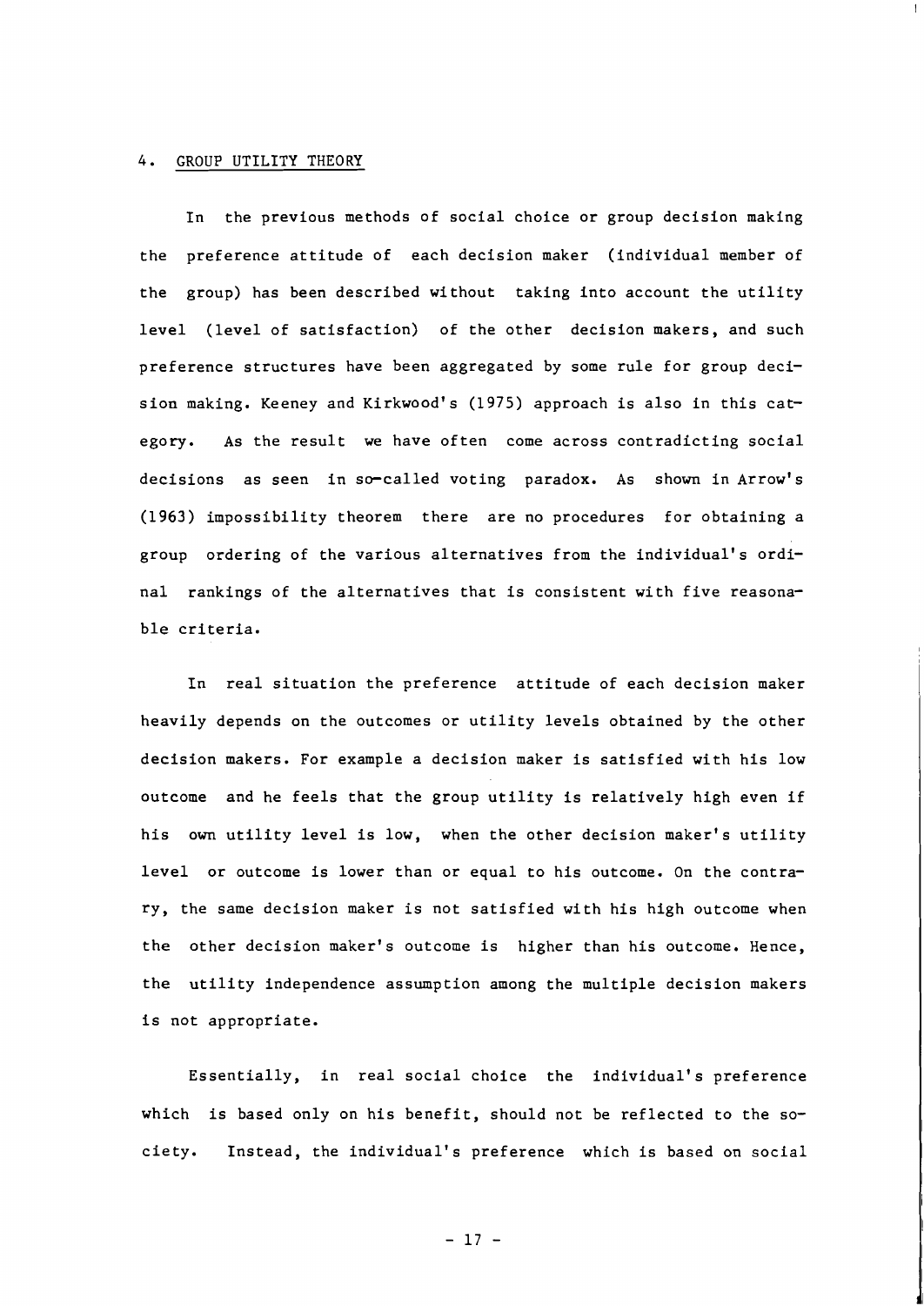## 4. GROUP UTILITY THEORY

In the previous methods of social choice or group decision making the preference attitude of each decision maker (individual member of the group) has been described without taking into account the utility level (level of satisfaction) of the other decision makers, and such preference structures have been aggregated by some rule for group decision making. Keeney and Kirkwood's (1975) approach is also in this category. As the result we have often come across contradicting social decisions as seen in so-called voting paradox. As shown in Arrow's (1963) impossibility theorem there are no procedures for obtaining a group ordering of the various alternatives from the individual's ordinal rankings of the alternatives that is consistent with five reasonable criteria.

In real situation the preference attitude of each decision maker heavily depends on the outcomes or utility levels obtained by the other decision makers. For example a decision maker is satisfied with his low outcome and he feels that the group utility is relatively high even if his own utility level is low, when the other decision maker's utility level or outcome is lower than or equal to his outcome. On the contrary, the same decision maker is not satisfied with his high outcome when the other decision maker's outcome is higher than his outcome. Hence, the utility independence assumption among the multiple decision makers is not appropriate.

Essentially, in real social choice the individual's preference which is based only on his benefit, should not be reflected to the society. Instead, the individual's preference which is based on social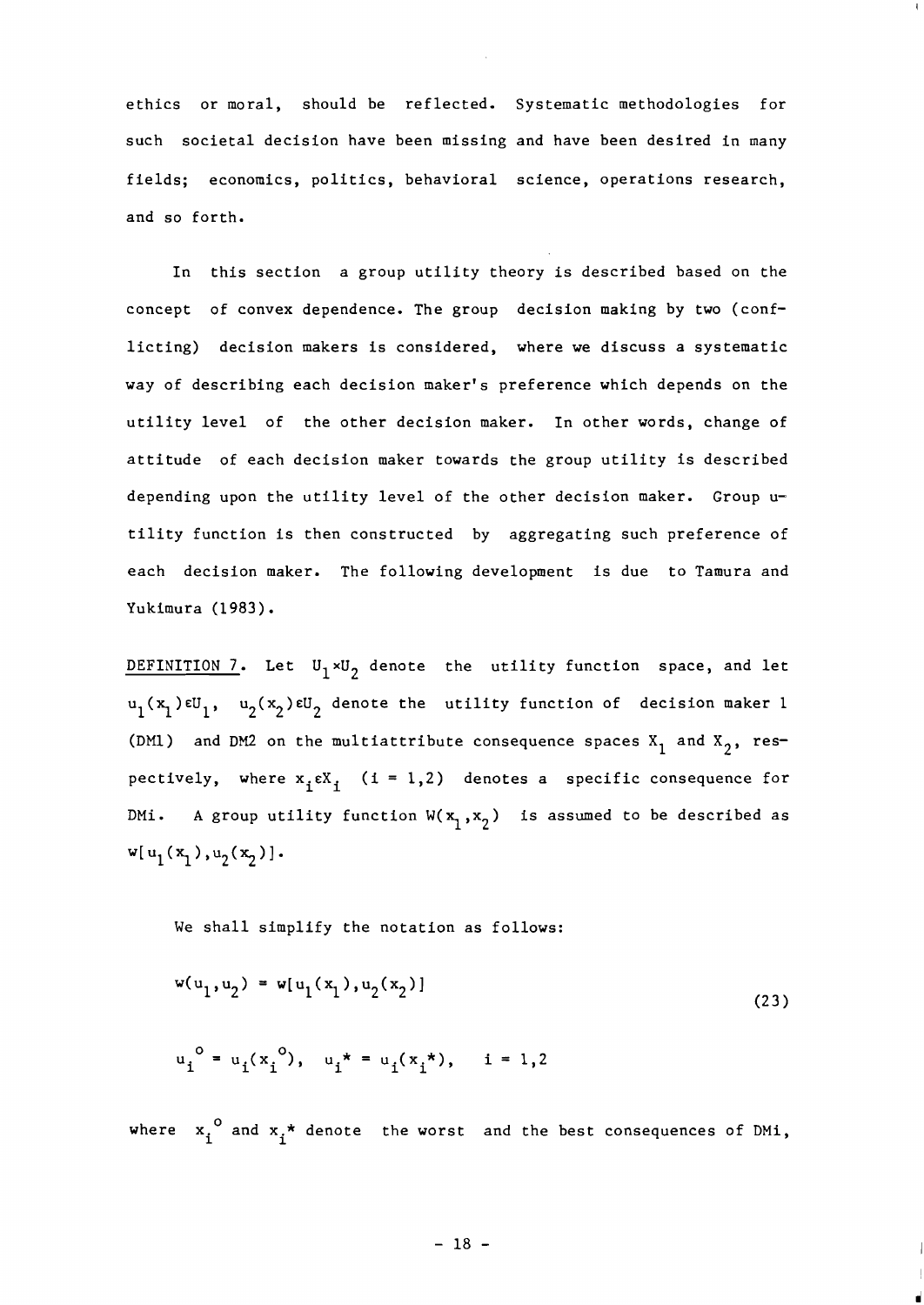ethics or moral, should be reflected. Systematic methodologies for such societal decision have been missing and have been desired in many fields; economics, politics, behavioral science, operations research, and so forth.

In this section a group utility theory is described based on the concept of convex dependence. The group decision making by two (conflicting) decision makers is considered, where we discuss a systematic way of describing each decision maker's preference which depends on the utility level of the other decision maker. In other words, change of attitude of each decision maker towards the group utility is described depending upon the utility level of the other decision maker. Group utility function is then constructed by aggregating such preference of each decision maker. The following development is due to Tamura and Yukimura (1983).

DEFINITION 7. Let $U_1 \times U_2$ denote the utility function space, and let $u_1(x_1) \varepsilon U_1$, $u_2(x_2) \varepsilon U_2$ denote the utility function of decision maker 1 (DM1) and DM2 on the multiattribute consequence spaces $X_1$ and $X_2$, respectively, where $x_i \varepsilon X_i$ $(i = 1,2)$ denotes a specific consequence for DMi. A group utility function $W(x_1, x_2)$ is assumed to be described as $w[u_1(x_1), u_2(x_2)]$.

We shall simplify the notation as follows:

$$w(u_1, u_2) = w[u_1(x_1), u_2(x_2)] \tag{23}$$

$$u_i^{\,o} = u_i(x_i^{\,o}), \quad u_i{}^* = u_i(x_i{}^*), \quad i = 1,2$$

where $x_i^{\,o}$ and $x_i{}^*$ denote the worst and the best consequences of DMi,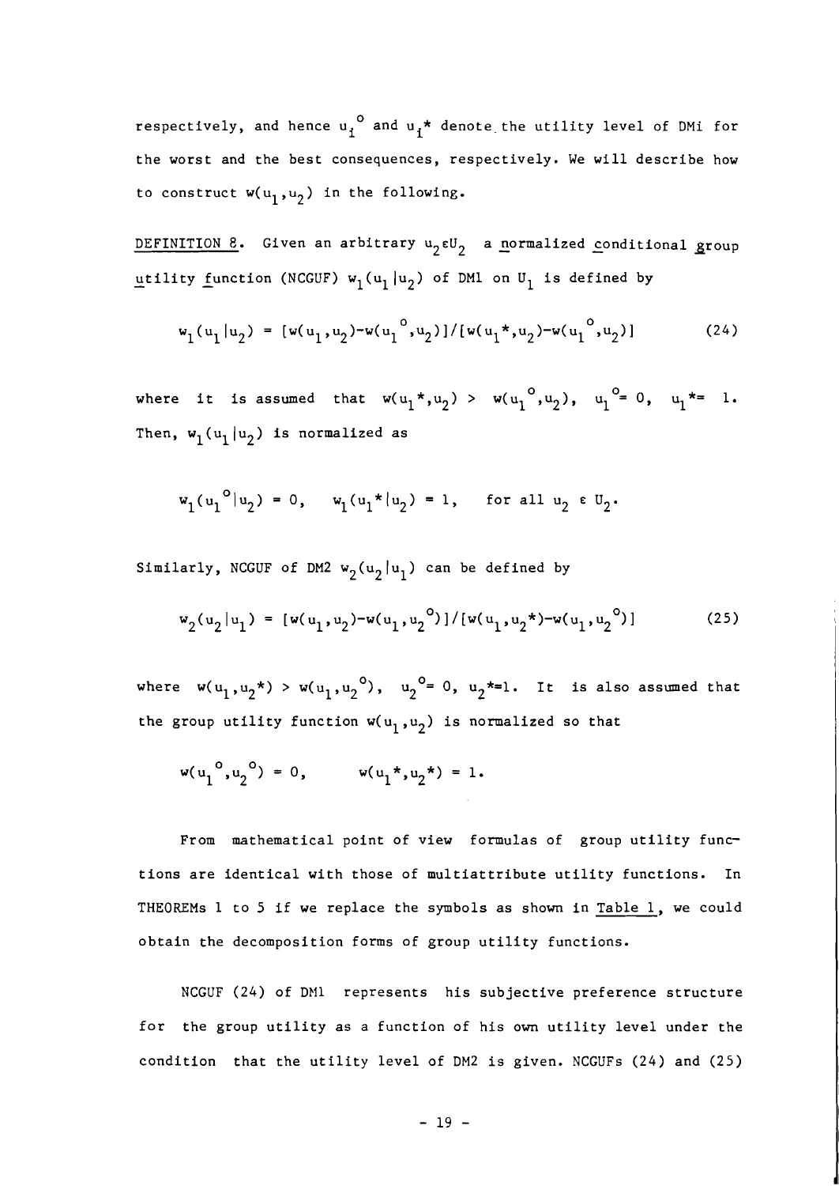respectively, and hence $u_i^o$ and $u_i^*$ denote the utility level of DMi for the worst and the best consequences, respectively. We will describe how to construct $w(u_1, u_2)$ in the following.

DEFINITION 8. Given an arbitrary $u_2 \varepsilon U_2$ a normalized conditional group utility function (NCGUF) $w_1(u_1 | u_2)$ of DM1 on $U_1$ is defined by

$$w_1(u_1 | u_2) = [w(u_1, u_2) - w(u_1^o, u_2)] / [w(u_1^*, u_2) - w(u_1^o, u_2)] \tag{24}$$

where it is assumed that $w(u_1^*, u_2) > w(u_1^o, u_2)$, $u_1^o = 0$, $u_1^* = 1$. Then, $w_1(u_1 | u_2)$ is normalized as

$$w_1(u_1^o | u_2) = 0, \quad w_1(u_1^* | u_2) = 1, \quad \text{for all } u_2 \varepsilon U_2.$$

Similarly, NCGUF of DM2 $w_2(u_2 | u_1)$ can be defined by

$$w_2(u_2 | u_1) = [w(u_1, u_2) - w(u_1, u_2^o)] / [w(u_1, u_2^*) - w(u_1, u_2^o)] \tag{25}$$

where $w(u_1, u_2^*) > w(u_1, u_2^o)$, $u_2^o = 0$, $u_2^* = 1$. It is also assumed that the group utility function $w(u_1, u_2)$ is normalized so that

$$w(u_1^o, u_2^o) = 0, \qquad w(u_1^*, u_2^*) = 1.$$

From mathematical point of view formulas of group utility functions are identical with those of multiattribute utility functions. In THEOREMs 1 to 5 if we replace the symbols as shown in Table 1, we could obtain the decomposition forms of group utility functions.

NCGUF (24) of DM1 represents his subjective preference structure for the group utility as a function of his own utility level under the condition that the utility level of DM2 is given. NCGUFs (24) and (25)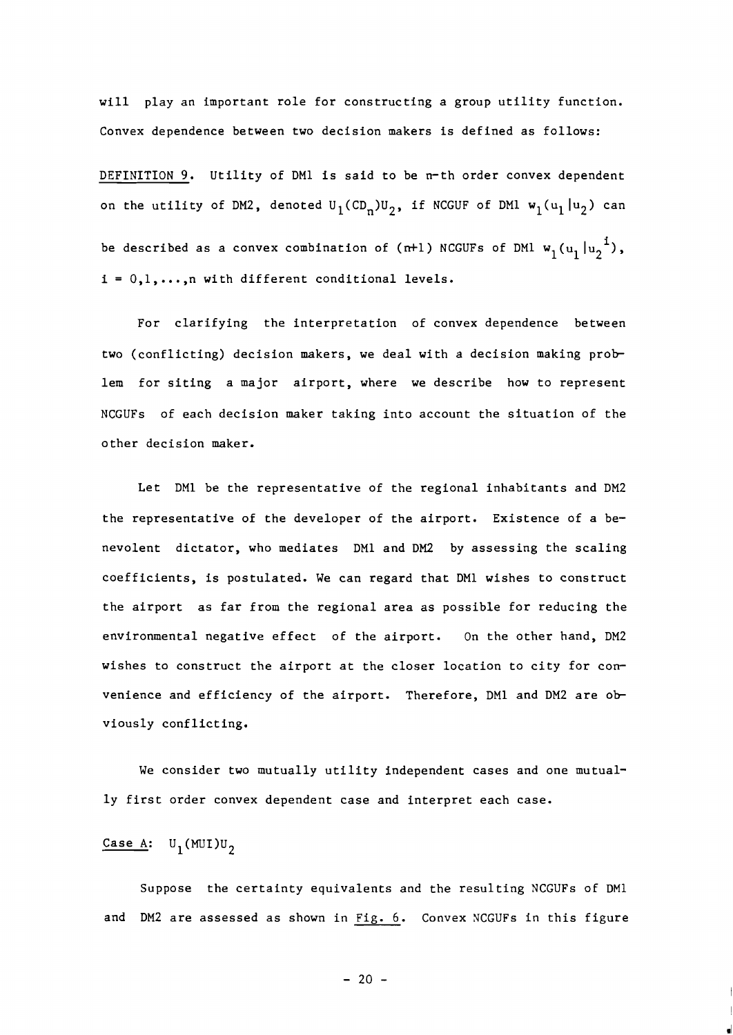will play an important role for constructing a group utility function. Convex dependence between two decision makers is defined as follows:

DEFINITION 9. Utility of DM1 is said to be n-th order convex dependent on the utility of DM2, denoted $U_1(CD_n)U_2$, if NCGUF of DM1 $w_1(u_1|u_2)$ can be described as a convex combination of (n+1) NCGUFs of DM1 $w_1(u_1|u_2^{\,i})$, $i = 0,1,\ldots,n$ with different conditional levels.

For clarifying the interpretation of convex dependence between two (conflicting) decision makers, we deal with a decision making problem for siting a major airport, where we describe how to represent NCGUFs of each decision maker taking into account the situation of the other decision maker.

Let DM1 be the representative of the regional inhabitants and DM2 the representative of the developer of the airport. Existence of a benevolent dictator, who mediates DM1 and DM2 by assessing the scaling coefficients, is postulated. We can regard that DM1 wishes to construct the airport as far from the regional area as possible for reducing the environmental negative effect of the airport. On the other hand, DM2 wishes to construct the airport at the closer location to city for convenience and efficiency of the airport. Therefore, DM1 and DM2 are obviously conflicting.

We consider two mutually utility independent cases and one mutually first order convex dependent case and interpret each case.

Case A: $U_1(MUI)U_2$

Suppose the certainty equivalents and the resulting NCGUFs of DM1 and DM2 are assessed as shown in Fig. 6. Convex NCGUFs in this figure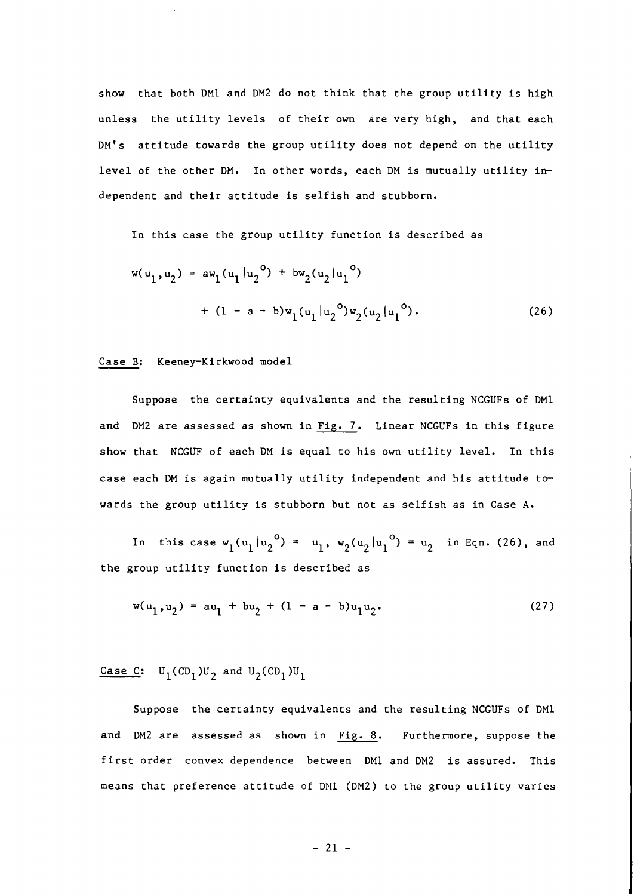show that both DM1 and DM2 do not think that the group utility is high unless the utility levels of their own are very high, and that each DM's attitude towards the group utility does not depend on the utility level of the other DM. In other words, each DM is mutually utility independent and their attitude is selfish and stubborn.

In this case the group utility function is described as

$$w(u_1,u_2) = aw_1(u_1|u_2^{o}) + bw_2(u_2|u_1^{o}) + (1 - a - b)w_1(u_1|u_2^{o})w_2(u_2|u_1^{o}). \tag{26}$$

Case B: Keeney-Kirkwood model

Suppose the certainty equivalents and the resulting NCGUFs of DM1 and DM2 are assessed as shown in Fig. 7. Linear NCGUFs in this figure show that NCGUF of each DM is equal to his own utility level. In this case each DM is again mutually utility independent and his attitude towards the group utility is stubborn but not as selfish as in Case A.

In this case $w_1(u_1|u_2^{o}) = u_1$, $w_2(u_2|u_1^{o}) = u_2$ in Eqn. (26), and the group utility function is described as

$$w(u_1,u_2) = au_1 + bu_2 + (1 - a - b)u_1u_2. \tag{27}$$

Case C: $U_1(CD_1)U_2$ and $U_2(CD_1)U_1$

Suppose the certainty equivalents and the resulting NCGUFs of DM1 and DM2 are assessed as shown in Fig. 8. Furthermore, suppose the first order convex dependence between DM1 and DM2 is assured. This means that preference attitude of DM1 (DM2) to the group utility varies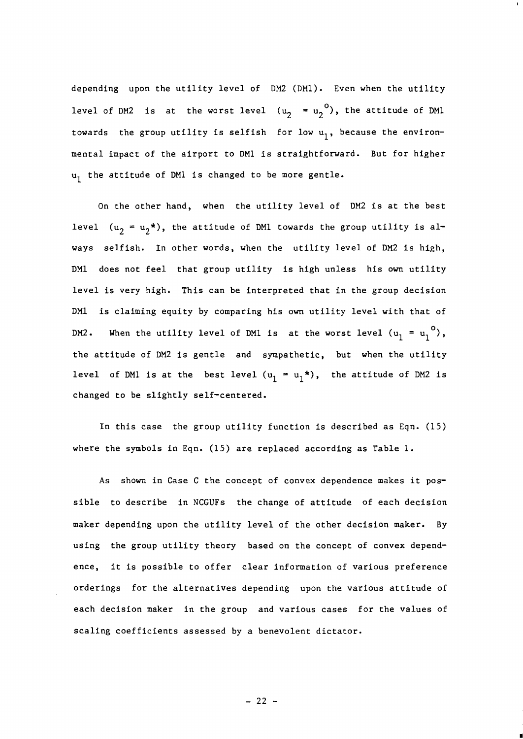depending upon the utility level of DM2 (DM1). Even when the utility level of DM2 is at the worst level ($u_2 = u_2^o$), the attitude of DM1 towards the group utility is selfish for low $u_1$, because the environmental impact of the airport to DM1 is straightforward. But for higher $u_1$ the attitude of DM1 is changed to be more gentle.

On the other hand, when the utility level of DM2 is at the best level ($u_2 = u_2^*$), the attitude of DM1 towards the group utility is always selfish. In other words, when the utility level of DM2 is high, DM1 does not feel that group utility is high unless his own utility level is very high. This can be interpreted that in the group decision DM1 is claiming equity by comparing his own utility level with that of DM2. When the utility level of DM1 is at the worst level ($u_1 = u_1^o$), the attitude of DM2 is gentle and sympathetic, but when the utility level of DM1 is at the best level ($u_1 = u_1^*$), the attitude of DM2 is changed to be slightly self-centered.

In this case the group utility function is described as Eqn. (15) where the symbols in Eqn. (15) are replaced according as Table 1.

As shown in Case C the concept of convex dependence makes it possible to describe in NCGUFs the change of attitude of each decision maker depending upon the utility level of the other decision maker. By using the group utility theory based on the concept of convex dependence, it is possible to offer clear information of various preference orderings for the alternatives depending upon the various attitude of each decision maker in the group and various cases for the values of scaling coefficients assessed by a benevolent dictator.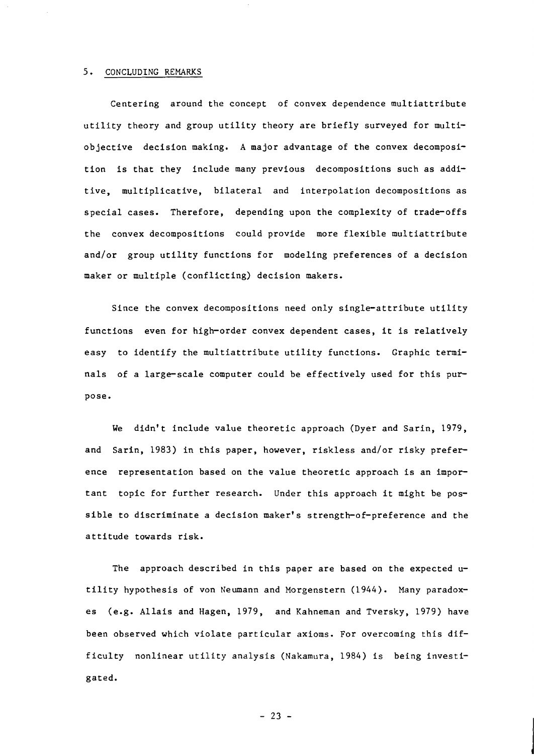## 5. CONCLUDING REMARKS

Centering around the concept of convex dependence multiattribute utility theory and group utility theory are briefly surveyed for multiobjective decision making. A major advantage of the convex decomposition is that they include many previous decompositions such as additive, multiplicative, bilateral and interpolation decompositions as special cases. Therefore, depending upon the complexity of trade-offs the convex decompositions could provide more flexible multiattribute and/or group utility functions for modeling preferences of a decision maker or multiple (conflicting) decision makers.

Since the convex decompositions need only single-attribute utility functions even for high-order convex dependent cases, it is relatively easy to identify the multiattribute utility functions. Graphic terminals of a large-scale computer could be effectively used for this purpose.

We didn't include value theoretic approach (Dyer and Sarin, 1979, and Sarin, 1983) in this paper, however, riskless and/or risky preference representation based on the value theoretic approach is an important topic for further research. Under this approach it might be possible to discriminate a decision maker's strength-of-preference and the attitude towards risk.

The approach described in this paper are based on the expected utility hypothesis of von Neumann and Morgenstern (1944). Many paradoxes (e.g. Allais and Hagen, 1979, and Kahneman and Tversky, 1979) have been observed which violate particular axioms. For overcoming this difficulty nonlinear utility analysis (Nakamura, 1984) is being investigated.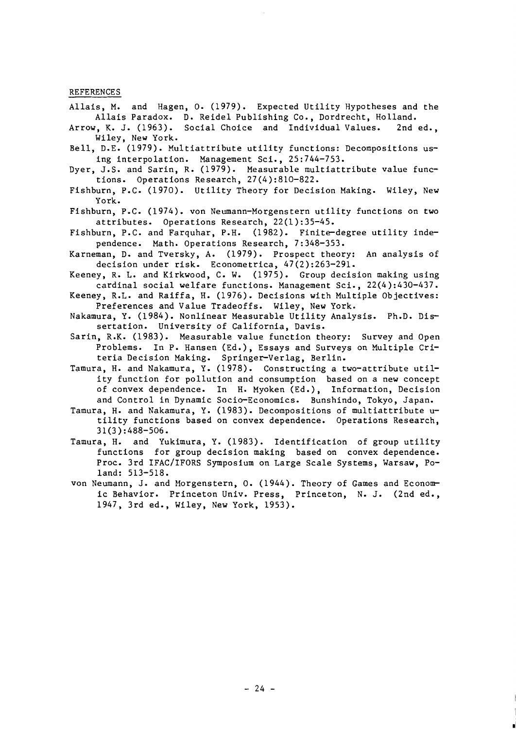## REFERENCES

Allais, M. and Hagen, O. (1979). Expected Utility Hypotheses and the Allais Paradox. D. Reidel Publishing Co., Dordrecht, Holland.

Arrow, K. J. (1963). Social Choice and Individual Values. 2nd ed., Wiley, New York.

Bell, D.E. (1979). Multiattribute utility functions: Decompositions using interpolation. Management Sci., 25:744-753.

Dyer, J.S. and Sarin, R. (1979). Measurable multiattribute value functions. Operations Research, 27(4):810-822.

Fishburn, P.C. (1970). Utility Theory for Decision Making. Wiley, New York.

Fishburn, P.C. (1974). von Neumann-Morgenstern utility functions on two attributes. Operations Research, 22(1):35-45.

Fishburn, P.C. and Farquhar, P.H. (1982). Finite-degree utility independence. Math. Operations Research, 7:348-353.

Karneman, D. and Tversky, A. (1979). Prospect theory: An analysis of decision under risk. Econometrica, 47(2):263-291.

Keeney, R. L. and Kirkwood, C. W. (1975). Group decision making using cardinal social welfare functions. Management Sci., 22(4):430-437.

Keeney, R.L. and Raiffa, H. (1976). Decisions with Multiple Objectives: Preferences and Value Tradeoffs. Wiley, New York.

Nakamura, Y. (1984). Nonlinear Measurable Utility Analysis. Ph.D. Dissertation. University of California, Davis.

Sarin, R.K. (1983). Measurable value function theory: Survey and Open Problems. In P. Hansen (Ed.), Essays and Surveys on Multiple Criteria Decision Making. Springer-Verlag, Berlin.

Tamura, H. and Nakamura, Y. (1978). Constructing a two-attribute utility function for pollution and consumption based on a new concept of convex dependence. In H. Myoken (Ed.), Information, Decision and Control in Dynamic Socio-Economics. Bunshindo, Tokyo, Japan.

Tamura, H. and Nakamura, Y. (1983). Decompositions of multiattribute utility functions based on convex dependence. Operations Research, 31(3):488-506.

Tamura, H. and Yukimura, Y. (1983). Identification of group utility functions for group decision making based on convex dependence. Proc. 3rd IFAC/IFORS Symposium on Large Scale Systems, Warsaw, Poland: 513-518.

von Neumann, J. and Morgenstern, O. (1944). Theory of Games and Economic Behavior. Princeton Univ. Press, Princeton, N. J. (2nd ed., 1947, 3rd ed., Wiley, New York, 1953).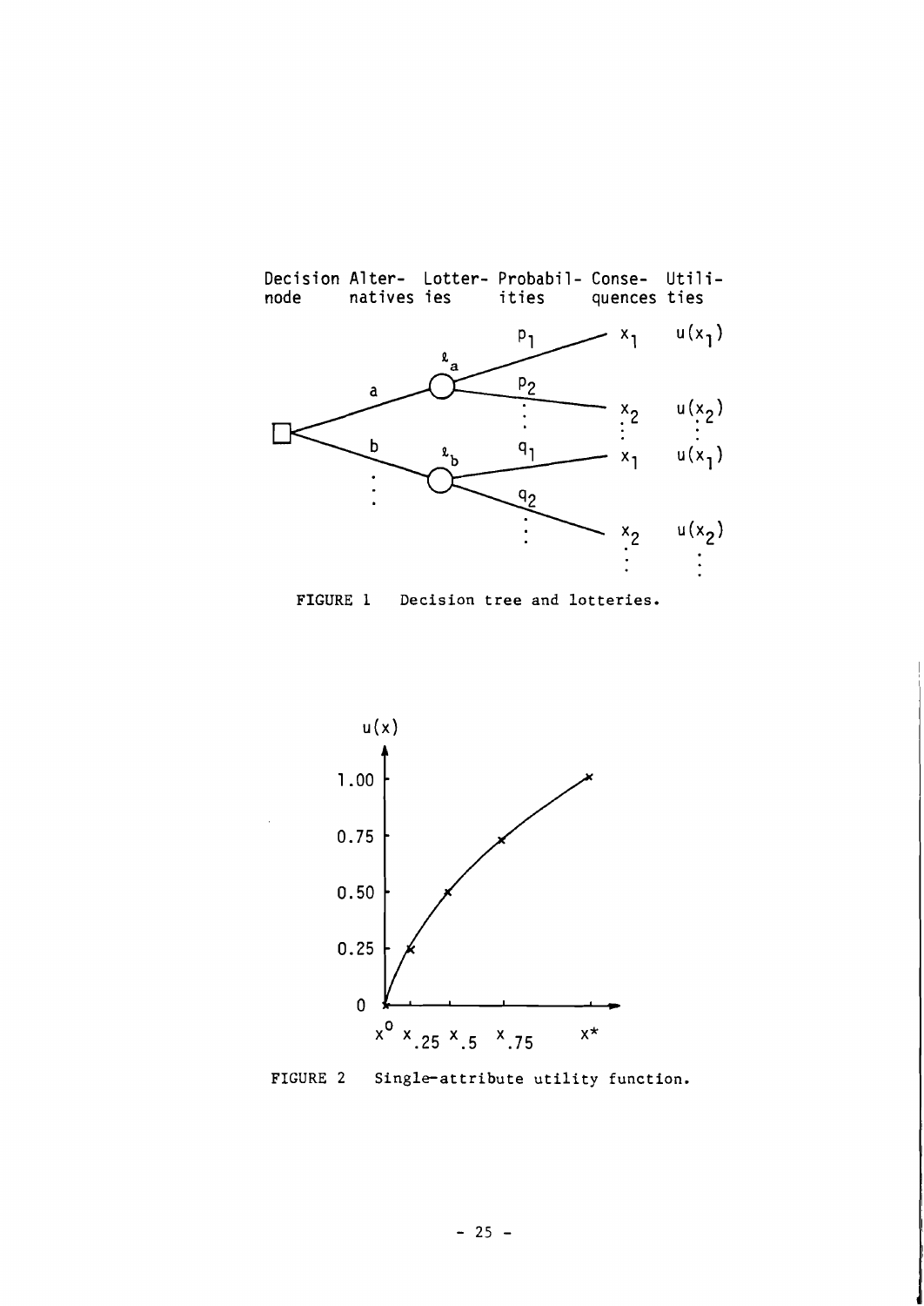FIGURE 1 Decision tree and lotteries.

FIGURE 2 Single-attribute utility function.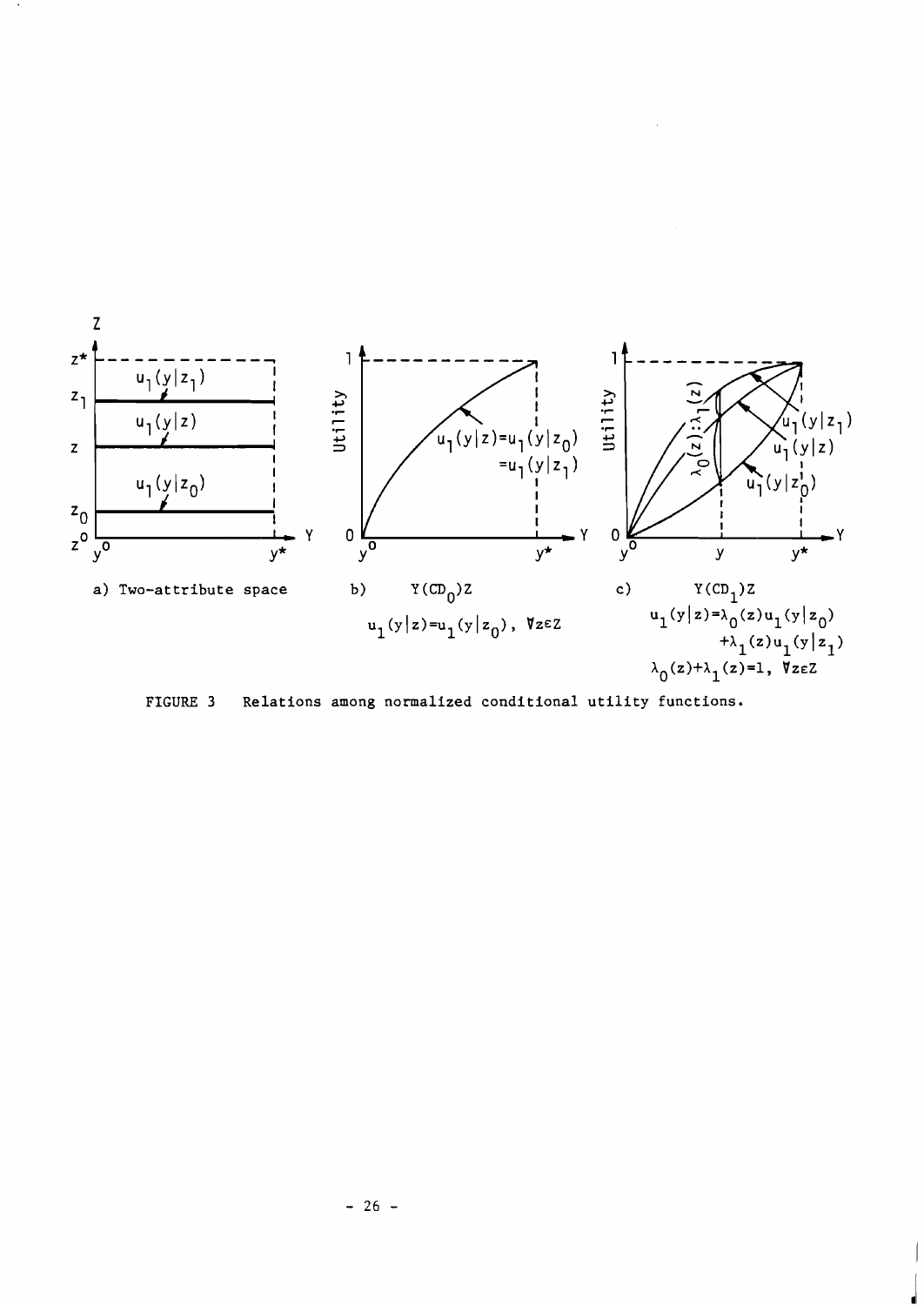a) Two-attribute space

b) $Y(CD_0)Z$

$u_1(y|z)=u_1(y|z_0)$, $\forall z \varepsilon Z$

c) $Y(CD_1)Z$

$u_1(y|z)=\lambda_0(z)u_1(y|z_0)$
$+\lambda_1(z)u_1(y|z_1)$

$\lambda_0(z)+\lambda_1(z)=1$, $\forall z \varepsilon Z$

FIGURE 3 Relations among normalized conditional utility functions.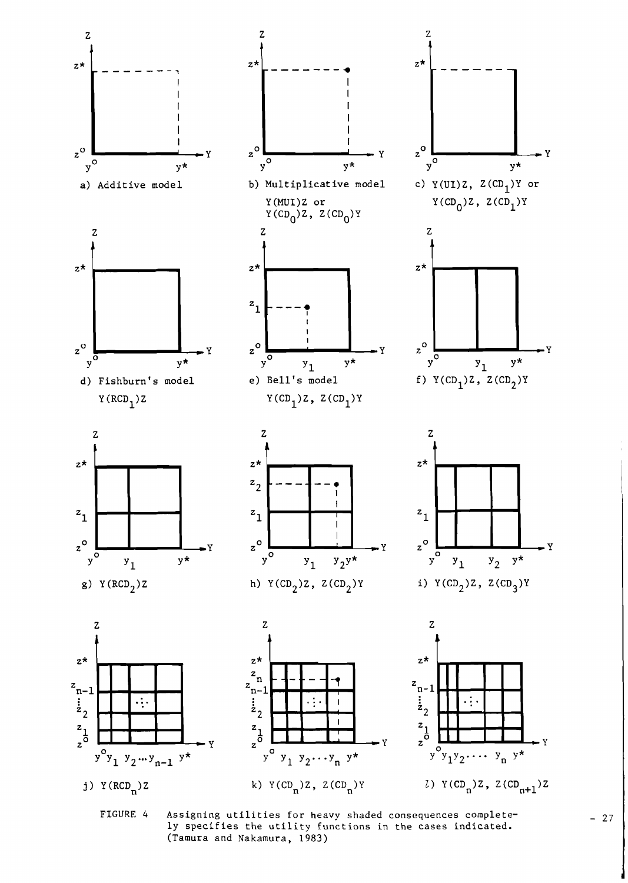a) Additive model

b) Multiplicative model $Y(MUI)Z$ or $Y(CD_0)Z$, $Z(CD_0)Y$

c) $Y(UI)Z$, $Z(CD_1)Y$ or $Y(CD_0)Z$, $Z(CD_1)Y$

d) Fishburn's model $Y(RCD_1)Z$

e) Bell's model $Y(CD_1)Z$, $Z(CD_1)Y$

f) $Y(CD_1)Z$, $Z(CD_2)Y$

g) $Y(RCD_2)Z$

h) $Y(CD_2)Z$, $Z(CD_2)Y$

i) $Y(CD_2)Z$, $Z(CD_3)Y$

j) $Y(RCD_n)Z$

k) $Y(CD_n)Z$, $Z(CD_n)Y$

l) $Y(CD_n)Z$, $Z(CD_{n+1})Z$

FIGURE 4 Assigning utilities for heavy shaded consequences completely specifies the utility functions in the cases indicated. (Tamura and Nakamura, 1983)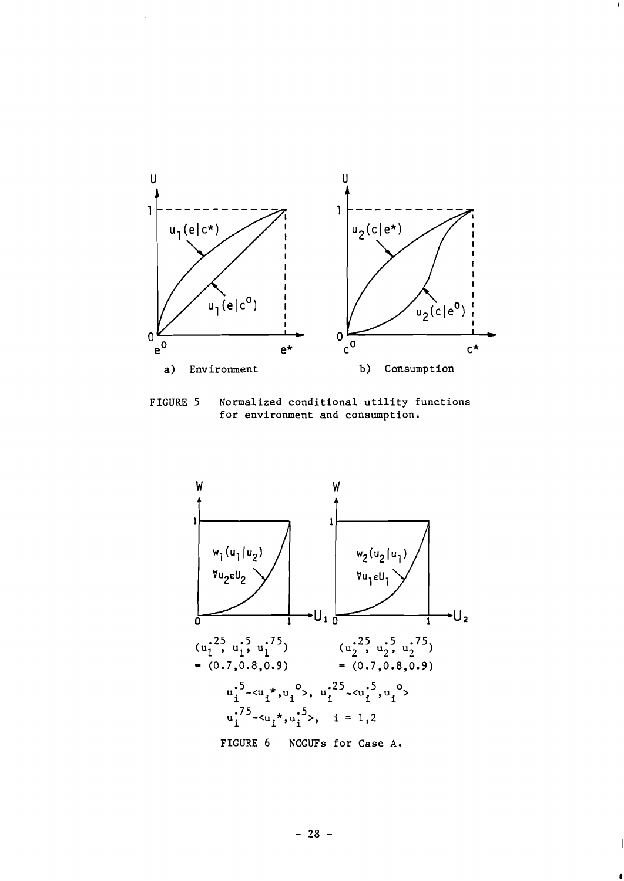FIGURE 5 Normalized conditional utility functions for environment and consumption.

$(u_1^{.25}, u_1^{.5}, u_1^{.75}) = (0.7, 0.8, 0.9)$ $(u_2^{.25}, u_2^{.5}, u_2^{.75}) = (0.7, 0.8, 0.9)$

$u_i^{.5} \sim \langle u_i^*, u_i^o \rangle$, $u_i^{.25} \sim \langle u_i^{.5}, u_i^o \rangle$

$u_i^{.75} \sim \langle u_i^*, u_i^{.5} \rangle$, $i = 1,2$

FIGURE 6 NCGUFs for Case A.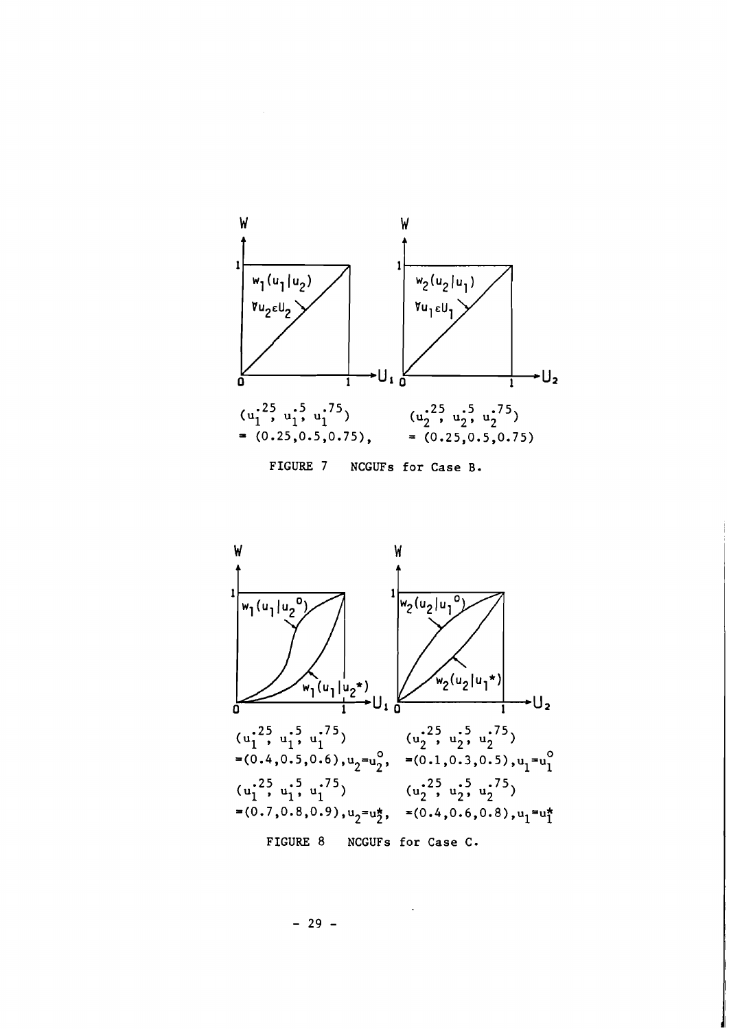$(u_1^{.25}, u_1^{.5}, u_1^{.75}) = (0.25, 0.5, 0.75)$, $(u_2^{.25}, u_2^{.5}, u_2^{.75}) = (0.25, 0.5, 0.75)$

FIGURE 7 NCGUFs for Case B.

$(u_1^{.25}, u_1^{.5}, u_1^{.75}) = (0.4, 0.5, 0.6), u_2 = u_2^{o}$, $(u_2^{.25}, u_2^{.5}, u_2^{.75}) = (0.1, 0.3, 0.5), u_1 = u_1^{o}$

$(u_1^{.25}, u_1^{.5}, u_1^{.75}) = (0.7, 0.8, 0.9), u_2 = u_2^{*}$, $(u_2^{.25}, u_2^{.5}, u_2^{.75}) = (0.4, 0.6, 0.8), u_1 = u_1^{*}$

FIGURE 8 NCGUFs for Case C.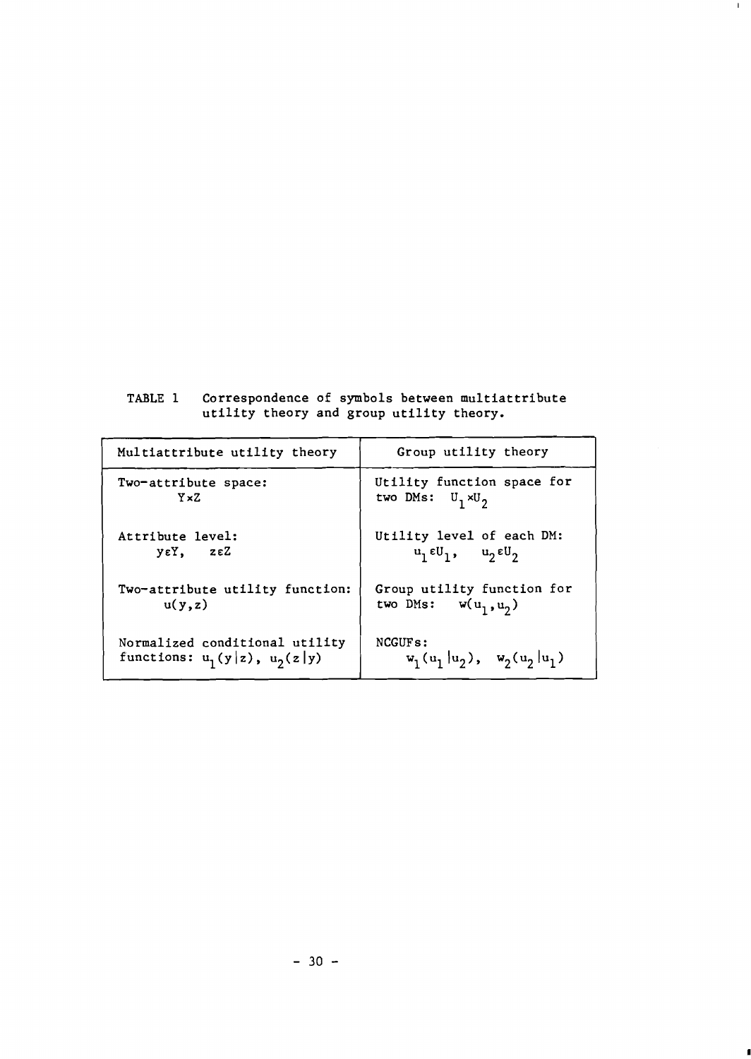TABLE 1 Correspondence of symbols between multiattribute utility theory and group utility theory.

| Multiattribute utility theory | Group utility theory |
|---|---|
| Two-attribute space: $Y \times Z$ | Utility function space for two DMs: $U_1 \times U_2$ |
| Attribute level: $y \varepsilon Y$, $z \varepsilon Z$ | Utility level of each DM: $u_1 \varepsilon U_1$, $u_2 \varepsilon U_2$ |
| Two-attribute utility function: $u(y,z)$ | Group utility function for two DMs: $w(u_1,u_2)$ |
| Normalized conditional utility functions: $u_1(y\|z)$, $u_2(z\|y)$ | NCGUFs: $w_1(u_1\|u_2)$, $w_2(u_2\|u_1)$ |